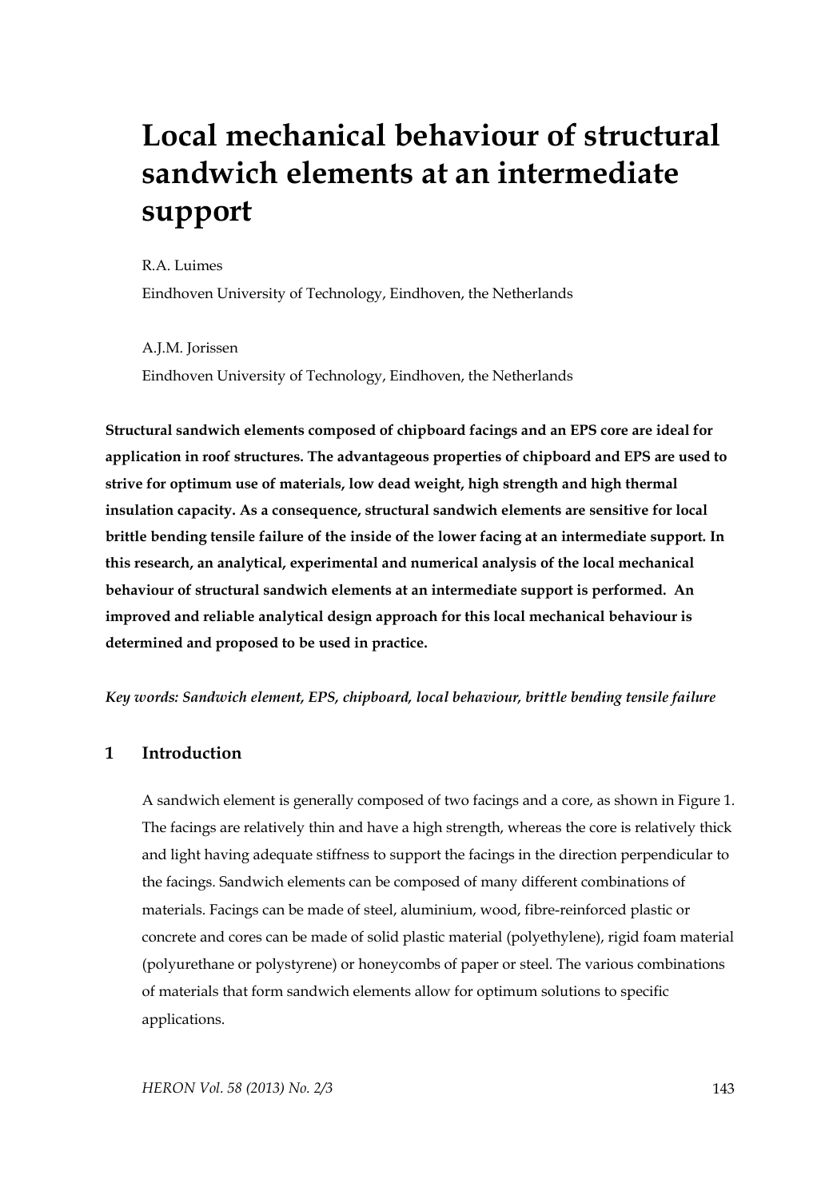# Local mechanical behaviour of structural sandwich elements at an intermediate support

R.A. Luimes

Eindhoven University of Technology, Eindhoven, the Netherlands

A.J.M. Jorissen

Eindhoven University of Technology, Eindhoven, the Netherlands

**Structural sandwich elements composed of chipboard facings and an EPS core are ideal for application in roof structures. The advantageous properties of chipboard and EPS are used to strive for optimum use of materials, low dead weight, high strength and high thermal insulation capacity. As a consequence, structural sandwich elements are sensitive for local brittle bending tensile failure of the inside of the lower facing at an intermediate support. In this research, an analytical, experimental and numerical analysis of the local mechanical behaviour of structural sandwich elements at an intermediate support is performed. An improved and reliable analytical design approach for this local mechanical behaviour is determined and proposed to be used in practice.**

***Key words: Sandwich element, EPS, chipboard, local behaviour, brittle bending tensile failure***

## 1 Introduction

A sandwich element is generally composed of two facings and a core, as shown in Figure 1. The facings are relatively thin and have a high strength, whereas the core is relatively thick and light having adequate stiffness to support the facings in the direction perpendicular to the facings. Sandwich elements can be composed of many different combinations of materials. Facings can be made of steel, aluminium, wood, fibre-reinforced plastic or concrete and cores can be made of solid plastic material (polyethylene), rigid foam material (polyurethane or polystyrene) or honeycombs of paper or steel. The various combinations of materials that form sandwich elements allow for optimum solutions to specific applications.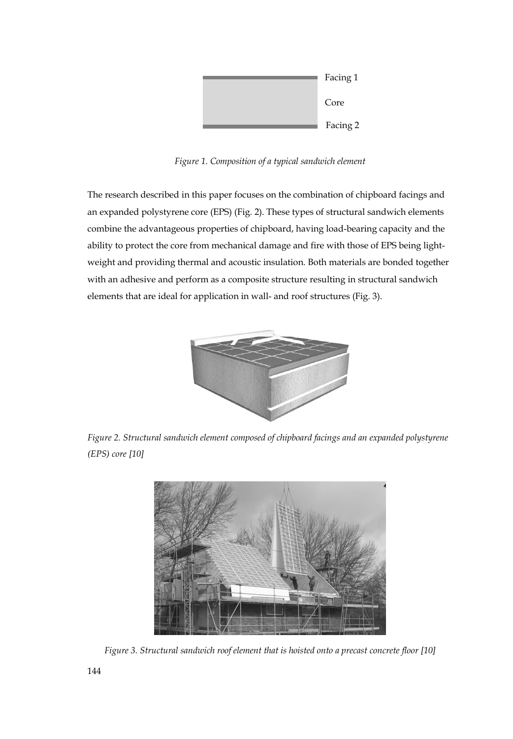Facing 1

Core

Facing 2

*Figure 1. Composition of a typical sandwich element*

The research described in this paper focuses on the combination of chipboard facings and an expanded polystyrene core (EPS) (Fig. 2). These types of structural sandwich elements combine the advantageous properties of chipboard, having load-bearing capacity and the ability to protect the core from mechanical damage and fire with those of EPS being light-weight and providing thermal and acoustic insulation. Both materials are bonded together with an adhesive and perform as a composite structure resulting in structural sandwich elements that are ideal for application in wall- and roof structures (Fig. 3).

*Figure 2. Structural sandwich element composed of chipboard facings and an expanded polystyrene (EPS) core [10]*

*Figure 3. Structural sandwich roof element that is hoisted onto a precast concrete floor [10]*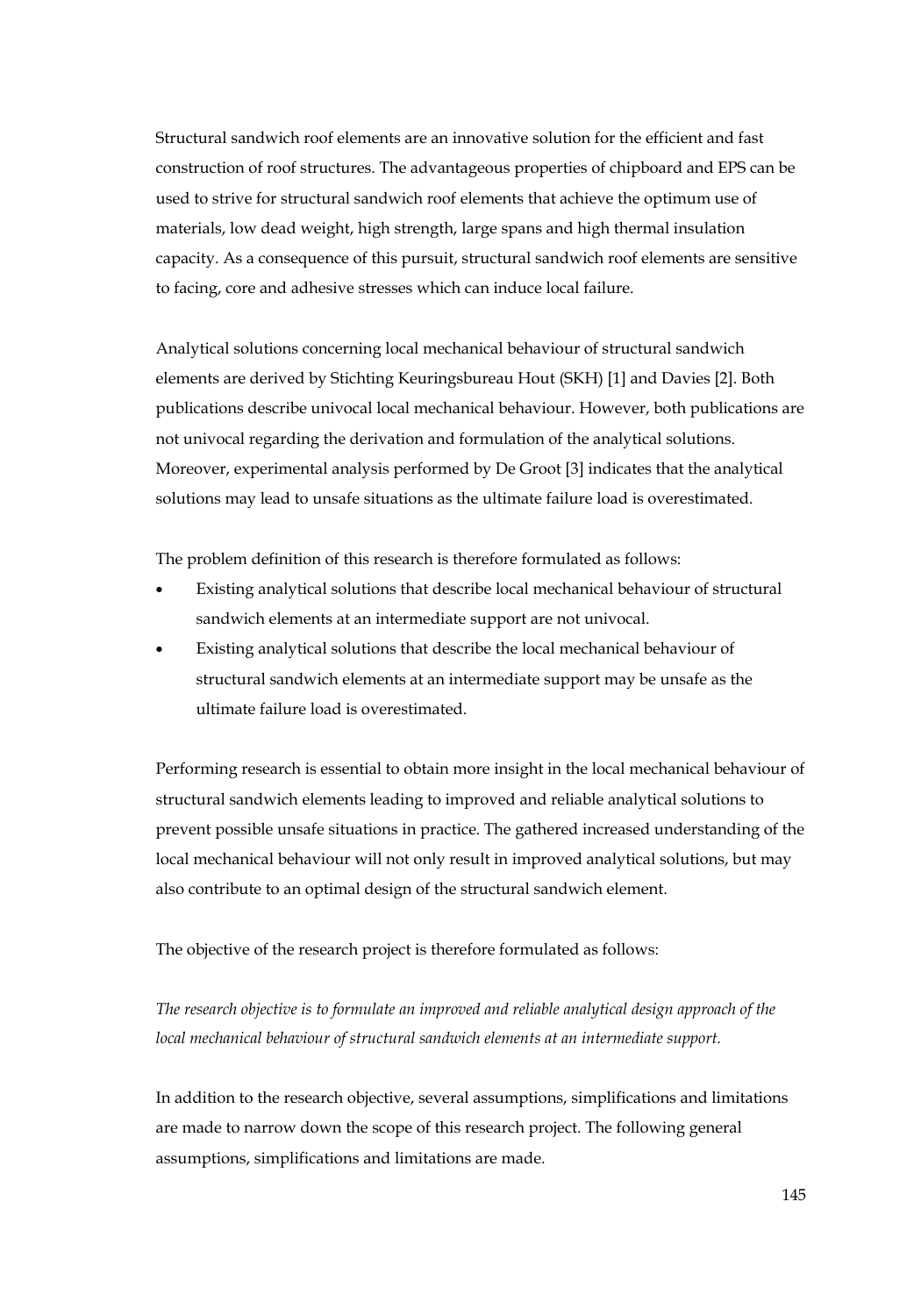Structural sandwich roof elements are an innovative solution for the efficient and fast construction of roof structures. The advantageous properties of chipboard and EPS can be used to strive for structural sandwich roof elements that achieve the optimum use of materials, low dead weight, high strength, large spans and high thermal insulation capacity. As a consequence of this pursuit, structural sandwich roof elements are sensitive to facing, core and adhesive stresses which can induce local failure.

Analytical solutions concerning local mechanical behaviour of structural sandwich elements are derived by Stichting Keuringsbureau Hout (SKH) [1] and Davies [2]. Both publications describe univocal local mechanical behaviour. However, both publications are not univocal regarding the derivation and formulation of the analytical solutions. Moreover, experimental analysis performed by De Groot [3] indicates that the analytical solutions may lead to unsafe situations as the ultimate failure load is overestimated.

The problem definition of this research is therefore formulated as follows:

- Existing analytical solutions that describe local mechanical behaviour of structural sandwich elements at an intermediate support are not univocal.
- Existing analytical solutions that describe the local mechanical behaviour of structural sandwich elements at an intermediate support may be unsafe as the ultimate failure load is overestimated.

Performing research is essential to obtain more insight in the local mechanical behaviour of structural sandwich elements leading to improved and reliable analytical solutions to prevent possible unsafe situations in practice. The gathered increased understanding of the local mechanical behaviour will not only result in improved analytical solutions, but may also contribute to an optimal design of the structural sandwich element.

The objective of the research project is therefore formulated as follows:

*The research objective is to formulate an improved and reliable analytical design approach of the local mechanical behaviour of structural sandwich elements at an intermediate support.*

In addition to the research objective, several assumptions, simplifications and limitations are made to narrow down the scope of this research project. The following general assumptions, simplifications and limitations are made.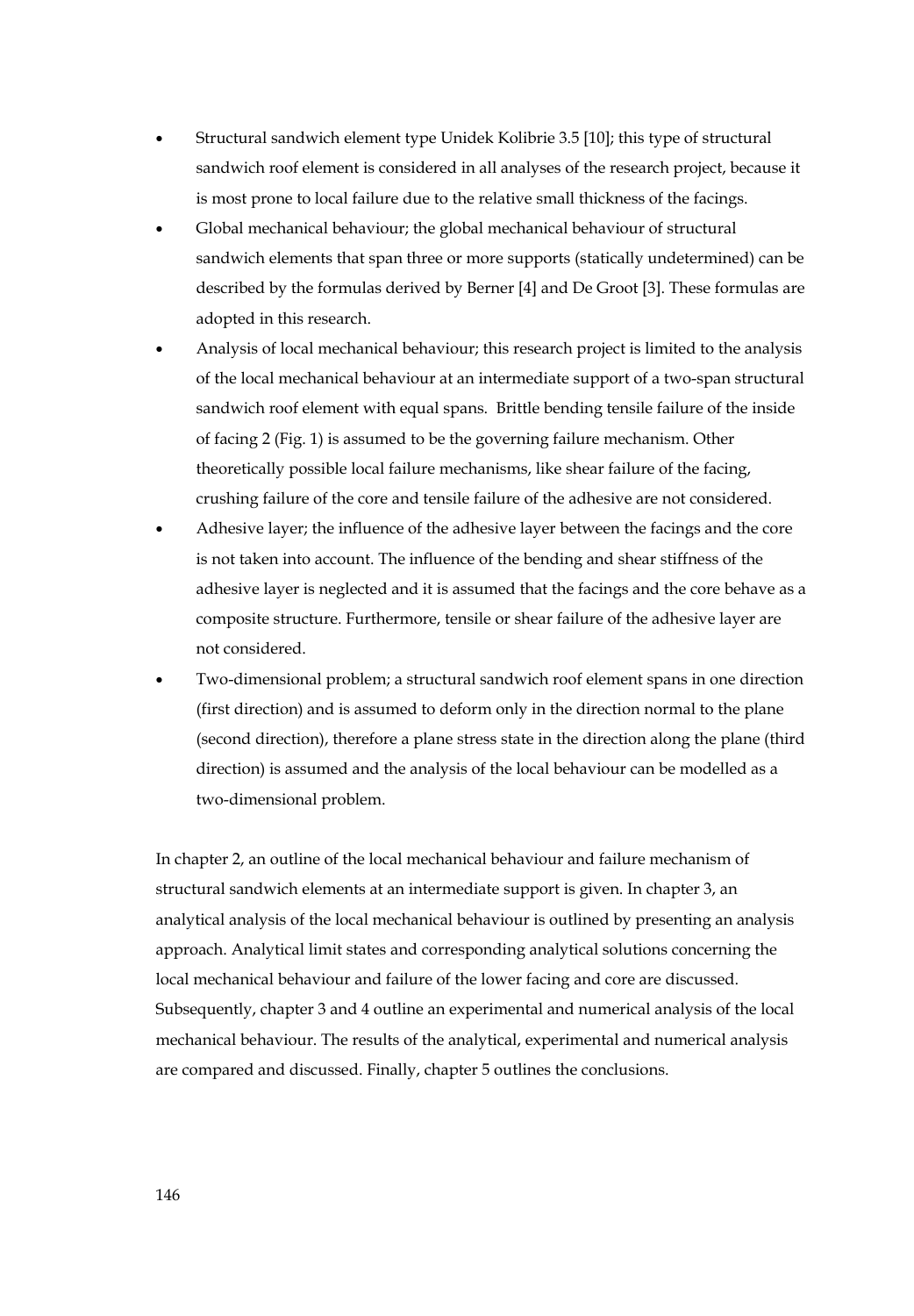- Structural sandwich element type Unidek Kolibrie 3.5 [10]; this type of structural sandwich roof element is considered in all analyses of the research project, because it is most prone to local failure due to the relative small thickness of the facings.
- Global mechanical behaviour; the global mechanical behaviour of structural sandwich elements that span three or more supports (statically undetermined) can be described by the formulas derived by Berner [4] and De Groot [3]. These formulas are adopted in this research.
- Analysis of local mechanical behaviour; this research project is limited to the analysis of the local mechanical behaviour at an intermediate support of a two-span structural sandwich roof element with equal spans. Brittle bending tensile failure of the inside of facing 2 (Fig. 1) is assumed to be the governing failure mechanism. Other theoretically possible local failure mechanisms, like shear failure of the facing, crushing failure of the core and tensile failure of the adhesive are not considered.
- Adhesive layer; the influence of the adhesive layer between the facings and the core is not taken into account. The influence of the bending and shear stiffness of the adhesive layer is neglected and it is assumed that the facings and the core behave as a composite structure. Furthermore, tensile or shear failure of the adhesive layer are not considered.
- Two-dimensional problem; a structural sandwich roof element spans in one direction (first direction) and is assumed to deform only in the direction normal to the plane (second direction), therefore a plane stress state in the direction along the plane (third direction) is assumed and the analysis of the local behaviour can be modelled as a two-dimensional problem.

In chapter 2, an outline of the local mechanical behaviour and failure mechanism of structural sandwich elements at an intermediate support is given. In chapter 3, an analytical analysis of the local mechanical behaviour is outlined by presenting an analysis approach. Analytical limit states and corresponding analytical solutions concerning the local mechanical behaviour and failure of the lower facing and core are discussed. Subsequently, chapter 3 and 4 outline an experimental and numerical analysis of the local mechanical behaviour. The results of the analytical, experimental and numerical analysis are compared and discussed. Finally, chapter 5 outlines the conclusions.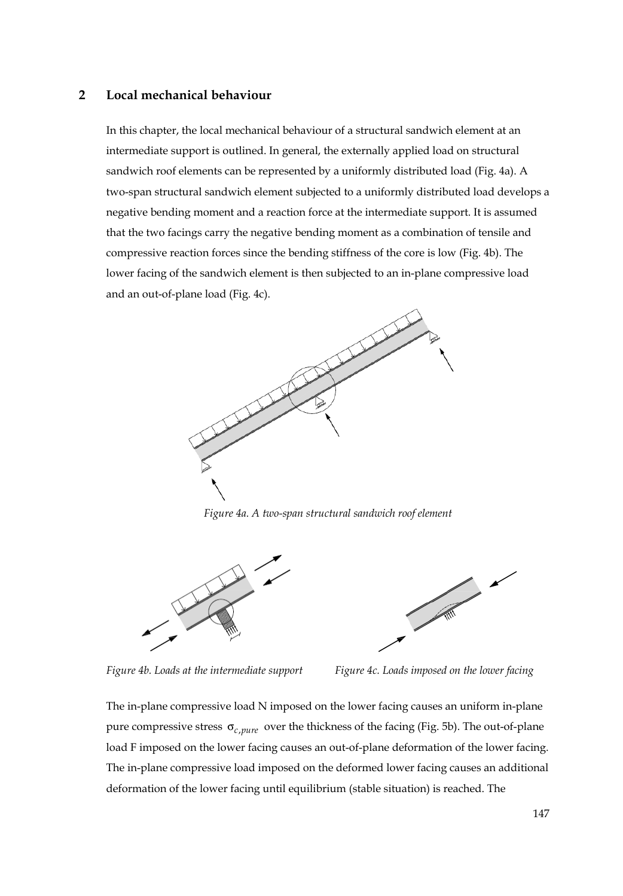## 2 Local mechanical behaviour

In this chapter, the local mechanical behaviour of a structural sandwich element at an intermediate support is outlined. In general, the externally applied load on structural sandwich roof elements can be represented by a uniformly distributed load (Fig. 4a). A two-span structural sandwich element subjected to a uniformly distributed load develops a negative bending moment and a reaction force at the intermediate support. It is assumed that the two facings carry the negative bending moment as a combination of tensile and compressive reaction forces since the bending stiffness of the core is low (Fig. 4b). The lower facing of the sandwich element is then subjected to an in-plane compressive load and an out-of-plane load (Fig. 4c).

*Figure 4a. A two-span structural sandwich roof element*

*Figure 4b. Loads at the intermediate support*

*Figure 4c. Loads imposed on the lower facing*

The in-plane compressive load N imposed on the lower facing causes an uniform in-plane pure compressive stress $\sigma_{c,pure}$ over the thickness of the facing (Fig. 5b). The out-of-plane load F imposed on the lower facing causes an out-of-plane deformation of the lower facing. The in-plane compressive load imposed on the deformed lower facing causes an additional deformation of the lower facing until equilibrium (stable situation) is reached. The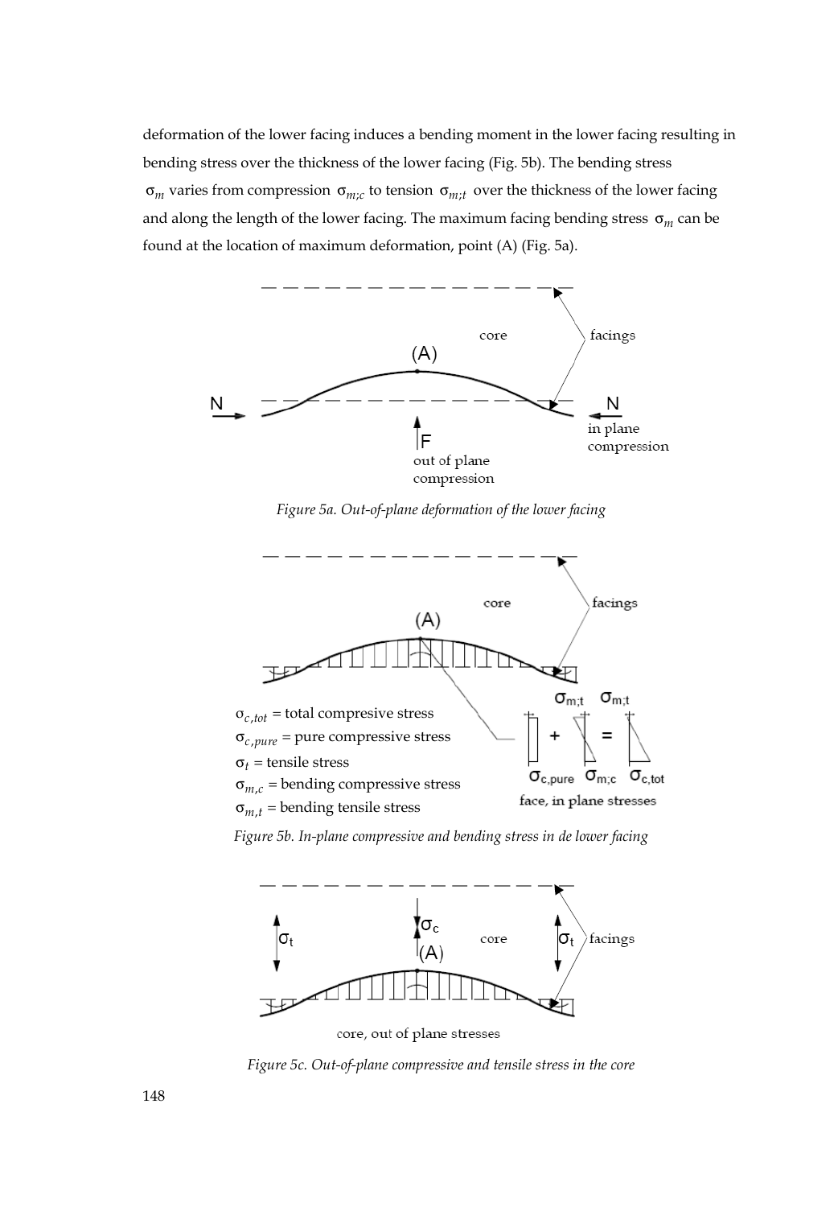deformation of the lower facing induces a bending moment in the lower facing resulting in bending stress over the thickness of the lower facing (Fig. 5b). The bending stress $\sigma_m$ varies from compression $\sigma_{m;c}$ to tension $\sigma_{m;t}$ over the thickness of the lower facing and along the length of the lower facing. The maximum facing bending stress $\sigma_m$ can be found at the location of maximum deformation, point (A) (Fig. 5a).

*Figure 5a. Out-of-plane deformation of the lower facing*

$\sigma_{c,tot}$ = total compresive stress
$\sigma_{c,pure}$ = pure compressive stress
$\sigma_t$ = tensile stress
$\sigma_{m,c}$ = bending compressive stress
$\sigma_{m,t}$ = bending tensile stress

*Figure 5b. In-plane compressive and bending stress in de lower facing*

*Figure 5c. Out-of-plane compressive and tensile stress in the core*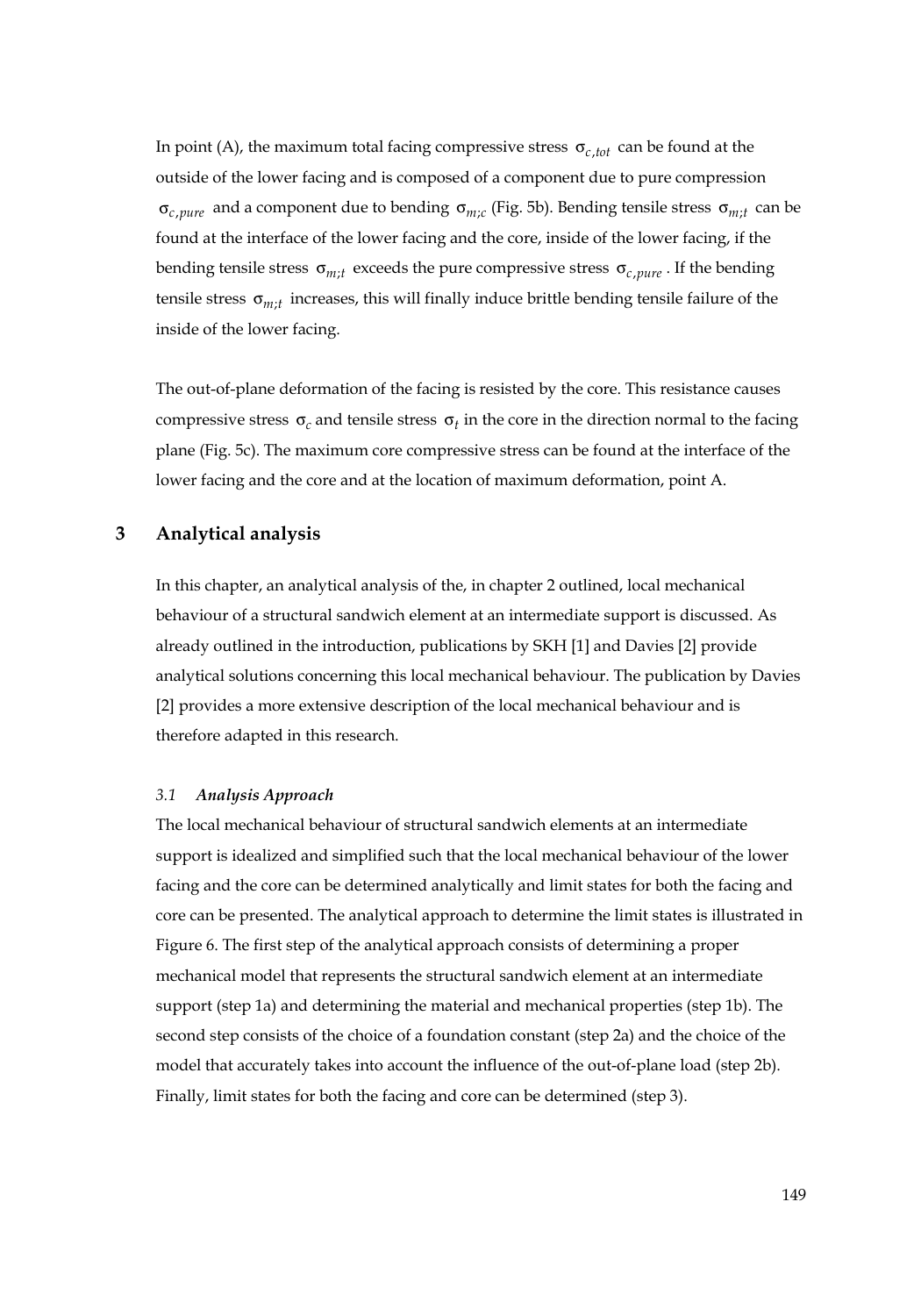In point (A), the maximum total facing compressive stress $\sigma_{c,tot}$ can be found at the outside of the lower facing and is composed of a component due to pure compression $\sigma_{c,pure}$ and a component due to bending $\sigma_{m;c}$ (Fig. 5b). Bending tensile stress $\sigma_{m;t}$ can be found at the interface of the lower facing and the core, inside of the lower facing, if the bending tensile stress $\sigma_{m;t}$ exceeds the pure compressive stress $\sigma_{c,pure}$. If the bending tensile stress $\sigma_{m;t}$ increases, this will finally induce brittle bending tensile failure of the inside of the lower facing.

The out-of-plane deformation of the facing is resisted by the core. This resistance causes compressive stress $\sigma_c$ and tensile stress $\sigma_t$ in the core in the direction normal to the facing plane (Fig. 5c). The maximum core compressive stress can be found at the interface of the lower facing and the core and at the location of maximum deformation, point A.

## 3 Analytical analysis

In this chapter, an analytical analysis of the, in chapter 2 outlined, local mechanical behaviour of a structural sandwich element at an intermediate support is discussed. As already outlined in the introduction, publications by SKH [1] and Davies [2] provide analytical solutions concerning this local mechanical behaviour. The publication by Davies [2] provides a more extensive description of the local mechanical behaviour and is therefore adapted in this research.

### *3.1 Analysis Approach*

The local mechanical behaviour of structural sandwich elements at an intermediate support is idealized and simplified such that the local mechanical behaviour of the lower facing and the core can be determined analytically and limit states for both the facing and core can be presented. The analytical approach to determine the limit states is illustrated in Figure 6. The first step of the analytical approach consists of determining a proper mechanical model that represents the structural sandwich element at an intermediate support (step 1a) and determining the material and mechanical properties (step 1b). The second step consists of the choice of a foundation constant (step 2a) and the choice of the model that accurately takes into account the influence of the out-of-plane load (step 2b). Finally, limit states for both the facing and core can be determined (step 3).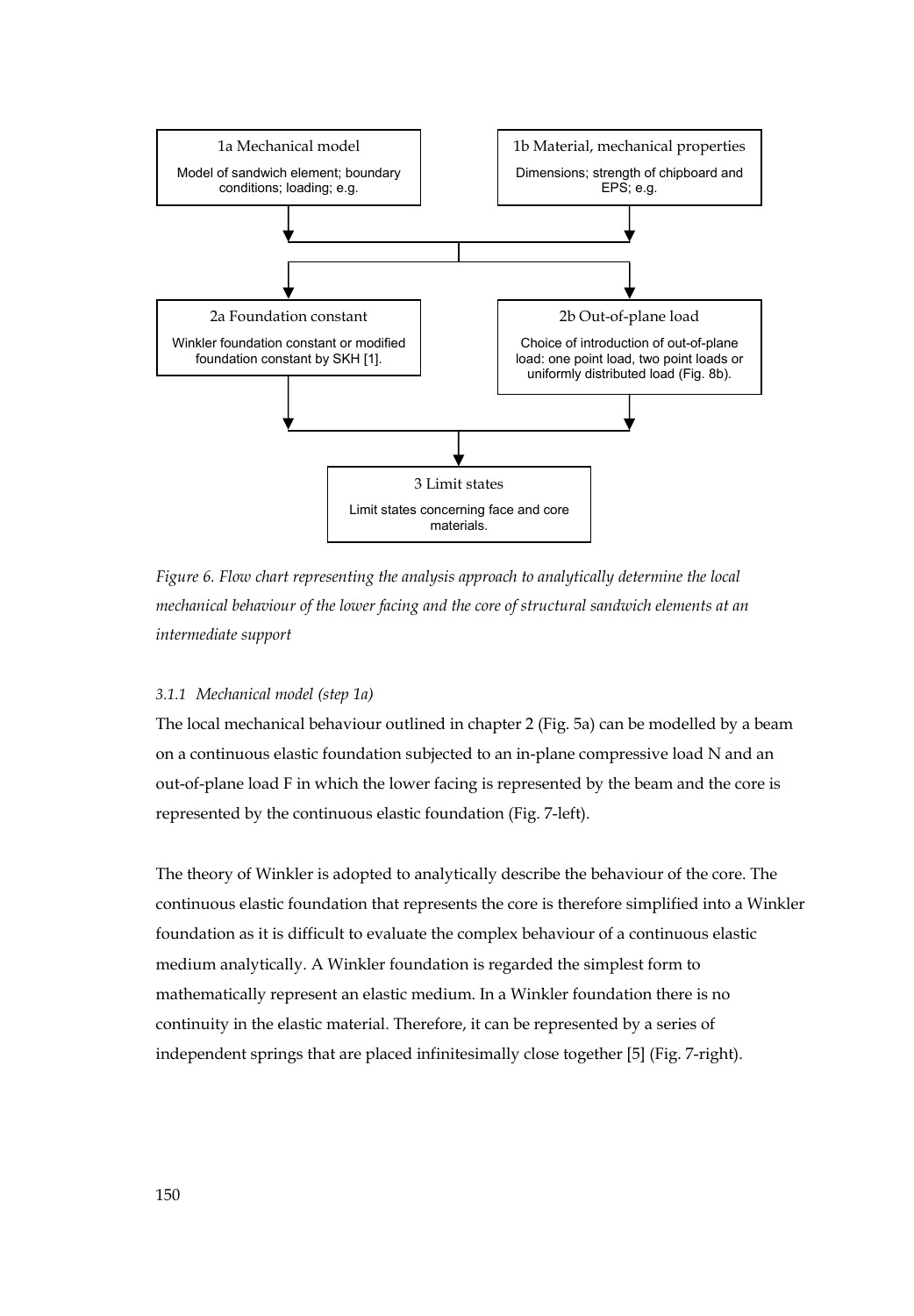**1a Mechanical model**

Model of sandwich element; boundary conditions; loading; e.g.

**1b Material, mechanical properties**

Dimensions; strength of chipboard and EPS; e.g.

**2a Foundation constant**

Winkler foundation constant or modified foundation constant by SKH [1].

**2b Out-of-plane load**

Choice of introduction of out-of-plane load: one point load, two point loads or uniformly distributed load (Fig. 8b).

**3 Limit states**

Limit states concerning face and core materials.

*Figure 6. Flow chart representing the analysis approach to analytically determine the local mechanical behaviour of the lower facing and the core of structural sandwich elements at an intermediate support*

#### *3.1.1 Mechanical model (step 1a)*

The local mechanical behaviour outlined in chapter 2 (Fig. 5a) can be modelled by a beam on a continuous elastic foundation subjected to an in-plane compressive load N and an out-of-plane load F in which the lower facing is represented by the beam and the core is represented by the continuous elastic foundation (Fig. 7-left).

The theory of Winkler is adopted to analytically describe the behaviour of the core. The continuous elastic foundation that represents the core is therefore simplified into a Winkler foundation as it is difficult to evaluate the complex behaviour of a continuous elastic medium analytically. A Winkler foundation is regarded the simplest form to mathematically represent an elastic medium. In a Winkler foundation there is no continuity in the elastic material. Therefore, it can be represented by a series of independent springs that are placed infinitesimally close together [5] (Fig. 7-right).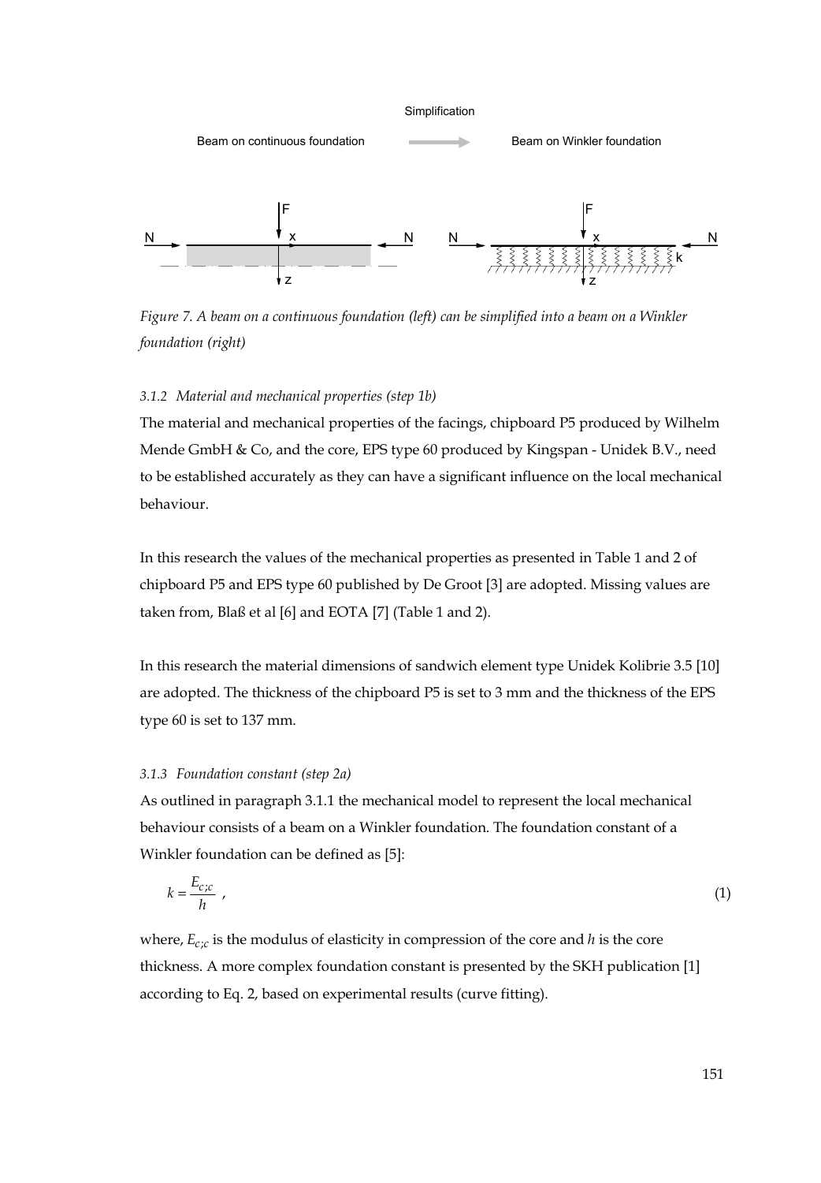Simplification

Beam on continuous foundation → Beam on Winkler foundation

*Figure 7. A beam on a continuous foundation (left) can be simplified into a beam on a Winkler foundation (right)*

#### *3.1.2 Material and mechanical properties (step 1b)*

The material and mechanical properties of the facings, chipboard P5 produced by Wilhelm Mende GmbH & Co, and the core, EPS type 60 produced by Kingspan - Unidek B.V., need to be established accurately as they can have a significant influence on the local mechanical behaviour.

In this research the values of the mechanical properties as presented in Table 1 and 2 of chipboard P5 and EPS type 60 published by De Groot [3] are adopted. Missing values are taken from, Blaß et al [6] and EOTA [7] (Table 1 and 2).

In this research the material dimensions of sandwich element type Unidek Kolibrie 3.5 [10] are adopted. The thickness of the chipboard P5 is set to 3 mm and the thickness of the EPS type 60 is set to 137 mm.

#### *3.1.3 Foundation constant (step 2a)*

As outlined in paragraph 3.1.1 the mechanical model to represent the local mechanical behaviour consists of a beam on a Winkler foundation. The foundation constant of a Winkler foundation can be defined as [5]:

$$k = \frac{E_{c;c}}{h} \ , \tag{1}$$

where, $E_{c;c}$ is the modulus of elasticity in compression of the core and $h$ is the core thickness. A more complex foundation constant is presented by the SKH publication [1] according to Eq. 2, based on experimental results (curve fitting).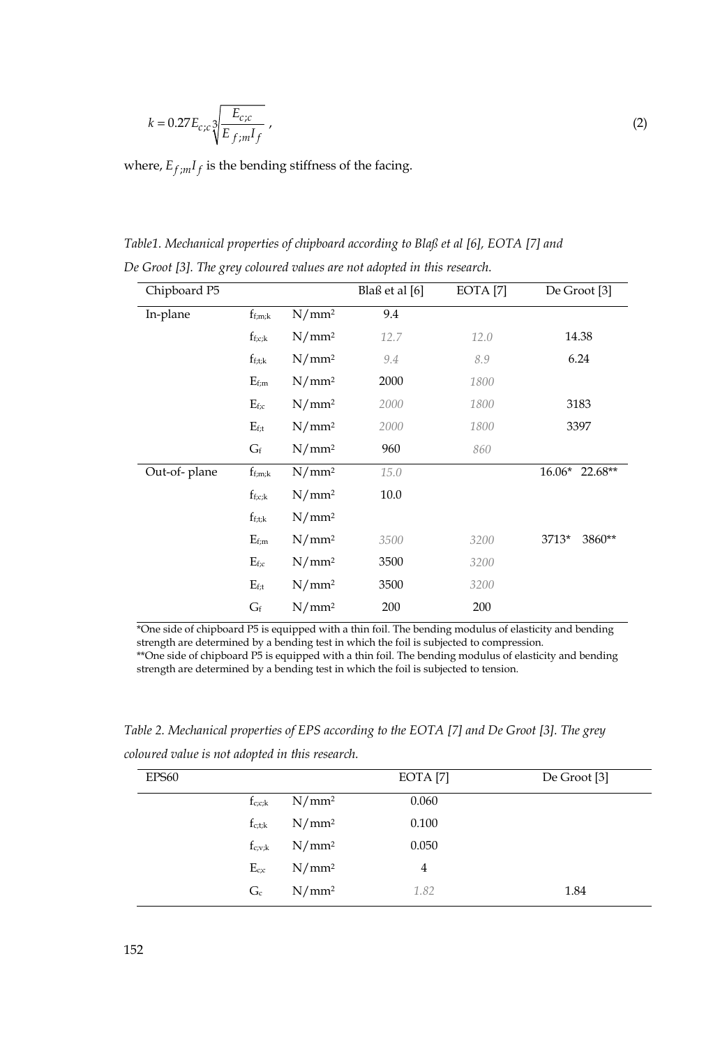$$k = 0.27 E_{c;c} \sqrt[3]{\frac{E_{c;c}}{E_{f;m} I_f}} \,, \tag{2}$$

where, $E_{f;m} I_f$ is the bending stiffness of the facing.

*Table1. Mechanical properties of chipboard according to Blaß et al [6], EOTA [7] and De Groot [3]. The grey coloured values are not adopted in this research.*

| Chipboard P5 | | | Blaß et al [6] | EOTA [7] | De Groot [3] |
|---|---|---|---|---|---|
| In-plane | $f_{f;m;k}$ | N/mm² | 9.4 | | |
| | $f_{f;c;k}$ | N/mm² | 12.7 | 12.0 | 14.38 |
| | $f_{f;t;k}$ | N/mm² | 9.4 | 8.9 | 6.24 |
| | $E_{f;m}$ | N/mm² | 2000 | 1800 | |
| | $E_{f;c}$ | N/mm² | 2000 | 1800 | 3183 |
| | $E_{f;t}$ | N/mm² | 2000 | 1800 | 3397 |
| | $G_f$ | N/mm² | 960 | 860 | |
| Out-of- plane | $f_{f;m;k}$ | N/mm² | 15.0 | | 16.06* 22.68** |
| | $f_{f;c;k}$ | N/mm² | 10.0 | | |
| | $f_{f;t;k}$ | N/mm² | | | |
| | $E_{f;m}$ | N/mm² | 3500 | 3200 | 3713* 3860** |
| | $E_{f;c}$ | N/mm² | 3500 | 3200 | |
| | $E_{f;t}$ | N/mm² | 3500 | 3200 | |
| | $G_f$ | N/mm² | 200 | 200 | |

*One side of chipboard P5 is equipped with a thin foil. The bending modulus of elasticity and bending strength are determined by a bending test in which the foil is subjected to compression.
**One side of chipboard P5 is equipped with a thin foil. The bending modulus of elasticity and bending strength are determined by a bending test in which the foil is subjected to tension.

*Table 2. Mechanical properties of EPS according to the EOTA [7] and De Groot [3]. The grey coloured value is not adopted in this research.*

| EPS60 | | | EOTA [7] | De Groot [3] |
|---|---|---|---|---|
| | $f_{c;c;k}$ | N/mm² | 0.060 | |
| | $f_{c;t;k}$ | N/mm² | 0.100 | |
| | $f_{c;v;k}$ | N/mm² | 0.050 | |
| | $E_{c;c}$ | N/mm² | 4 | |
| | $G_c$ | N/mm² | 1.82 | 1.84 |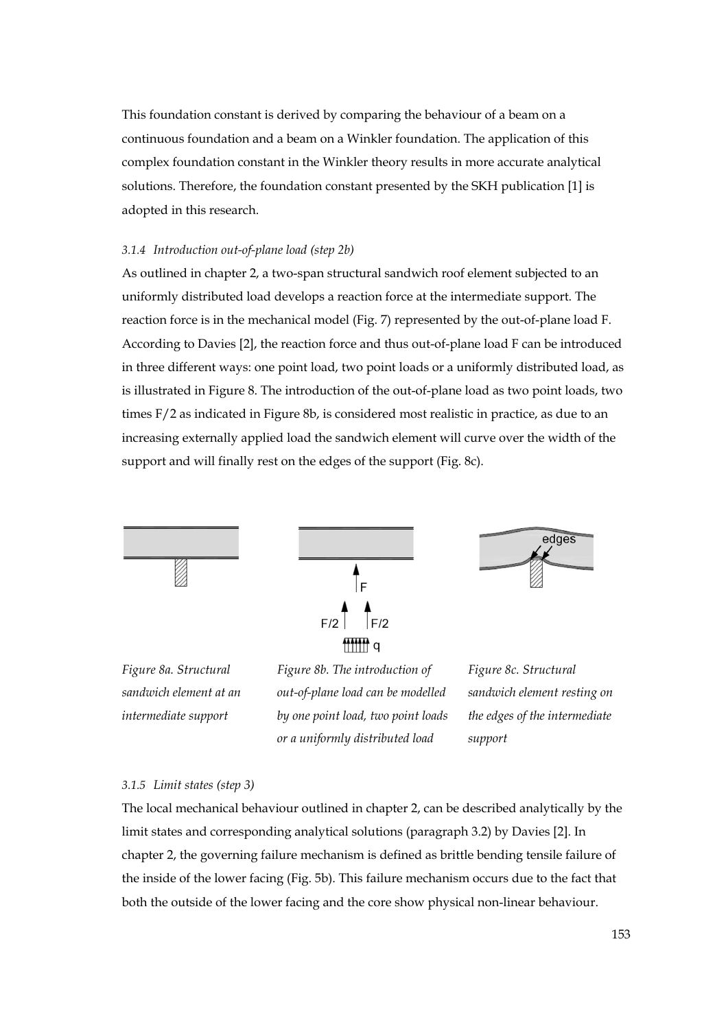This foundation constant is derived by comparing the behaviour of a beam on a continuous foundation and a beam on a Winkler foundation. The application of this complex foundation constant in the Winkler theory results in more accurate analytical solutions. Therefore, the foundation constant presented by the SKH publication [1] is adopted in this research.

### *3.1.4 Introduction out-of-plane load (step 2b)*

As outlined in chapter 2, a two-span structural sandwich roof element subjected to an uniformly distributed load develops a reaction force at the intermediate support. The reaction force is in the mechanical model (Fig. 7) represented by the out-of-plane load F. According to Davies [2], the reaction force and thus out-of-plane load F can be introduced in three different ways: one point load, two point loads or a uniformly distributed load, as is illustrated in Figure 8. The introduction of the out-of-plane load as two point loads, two times F/2 as indicated in Figure 8b, is considered most realistic in practice, as due to an increasing externally applied load the sandwich element will curve over the width of the support and will finally rest on the edges of the support (Fig. 8c).

*Figure 8a. Structural sandwich element at an intermediate support*

*Figure 8b. The introduction of out-of-plane load can be modelled by one point load, two point loads or a uniformly distributed load*

*Figure 8c. Structural sandwich element resting on the edges of the intermediate support*

### *3.1.5 Limit states (step 3)*

The local mechanical behaviour outlined in chapter 2, can be described analytically by the limit states and corresponding analytical solutions (paragraph 3.2) by Davies [2]. In chapter 2, the governing failure mechanism is defined as brittle bending tensile failure of the inside of the lower facing (Fig. 5b). This failure mechanism occurs due to the fact that both the outside of the lower facing and the core show physical non-linear behaviour.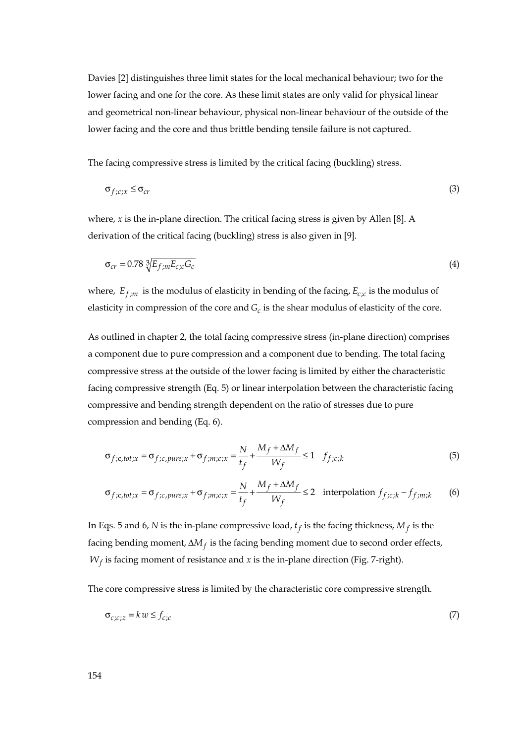Davies [2] distinguishes three limit states for the local mechanical behaviour; two for the lower facing and one for the core. As these limit states are only valid for physical linear and geometrical non-linear behaviour, physical non-linear behaviour of the outside of the lower facing and the core and thus brittle bending tensile failure is not captured.

The facing compressive stress is limited by the critical facing (buckling) stress.

$$\sigma_{f;c;x} \leq \sigma_{cr} \tag{3}$$

where, $x$ is the in-plane direction. The critical facing stress is given by Allen [8]. A derivation of the critical facing (buckling) stress is also given in [9].

$$\sigma_{cr} = 0.78 \sqrt[3]{E_{f;m} E_{c;c} G_c} \tag{4}$$

where, $E_{f;m}$ is the modulus of elasticity in bending of the facing, $E_{c;c}$ is the modulus of elasticity in compression of the core and $G_c$ is the shear modulus of elasticity of the core.

As outlined in chapter 2, the total facing compressive stress (in-plane direction) comprises a component due to pure compression and a component due to bending. The total facing compressive stress at the outside of the lower facing is limited by either the characteristic facing compressive strength (Eq. 5) or linear interpolation between the characteristic facing compressive and bending strength dependent on the ratio of stresses due to pure compression and bending (Eq. 6).

$$\sigma_{f;c,tot;x} = \sigma_{f;c,pure;x} + \sigma_{f;m;c;x} = \frac{N}{t_f} + \frac{M_f + \Delta M_f}{W_f} \leq 1 \quad f_{f;c;k} \tag{5}$$

$$\sigma_{f;c,tot;x} = \sigma_{f;c,pure;x} + \sigma_{f;m;c;x} = \frac{N}{t_f} + \frac{M_f + \Delta M_f}{W_f} \leq 2 \quad \text{interpolation } f_{f;c;k} - f_{f;m;k} \tag{6}$$

In Eqs. 5 and 6, $N$ is the in-plane compressive load, $t_f$ is the facing thickness, $M_f$ is the facing bending moment, $\Delta M_f$ is the facing bending moment due to second order effects, $W_f$ is facing moment of resistance and $x$ is the in-plane direction (Fig. 7-right).

The core compressive stress is limited by the characteristic core compressive strength.

$$\sigma_{c;c;z} = k\,w \leq f_{c;c} \tag{7}$$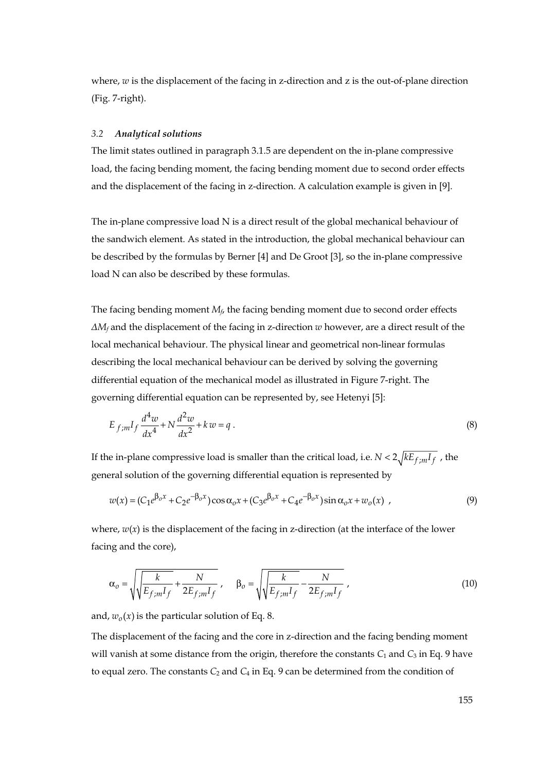where, $w$ is the displacement of the facing in z-direction and z is the out-of-plane direction (Fig. 7-right).

### *3.2 Analytical solutions*

The limit states outlined in paragraph 3.1.5 are dependent on the in-plane compressive load, the facing bending moment, the facing bending moment due to second order effects and the displacement of the facing in z-direction. A calculation example is given in [9].

The in-plane compressive load N is a direct result of the global mechanical behaviour of the sandwich element. As stated in the introduction, the global mechanical behaviour can be described by the formulas by Berner [4] and De Groot [3], so the in-plane compressive load N can also be described by these formulas.

The facing bending moment $M_f$, the facing bending moment due to second order effects $\Delta M_f$ and the displacement of the facing in z-direction $w$ however, are a direct result of the local mechanical behaviour. The physical linear and geometrical non-linear formulas describing the local mechanical behaviour can be derived by solving the governing differential equation of the mechanical model as illustrated in Figure 7-right. The governing differential equation can be represented by, see Hetenyi [5]:

$$E_{f;m} I_f \frac{d^4 w}{dx^4} + N \frac{d^2 w}{dx^2} + k\, w = q \; . \tag{8}$$

If the in-plane compressive load is smaller than the critical load, i.e. $N < 2\sqrt{k E_{f;m} I_f}$ , the general solution of the governing differential equation is represented by

$$w(x) = (C_1 e^{\beta_o x} + C_2 e^{-\beta_o x}) \cos \alpha_o x + (C_3 e^{\beta_o x} + C_4 e^{-\beta_o x}) \sin \alpha_o x + w_o(x) \;\; , \tag{9}$$

where, $w(x)$ is the displacement of the facing in z-direction (at the interface of the lower facing and the core),

$$\alpha_o = \sqrt{\sqrt{\frac{k}{E_{f;m} I_f}} + \frac{N}{2 E_{f;m} I_f}} \; , \quad \beta_o = \sqrt{\sqrt{\frac{k}{E_{f;m} I_f}} - \frac{N}{2 E_{f;m} I_f}} \; , \tag{10}$$

and, $w_o(x)$ is the particular solution of Eq. 8.

The displacement of the facing and the core in z-direction and the facing bending moment will vanish at some distance from the origin, therefore the constants $C_1$ and $C_3$ in Eq. 9 have to equal zero. The constants $C_2$ and $C_4$ in Eq. 9 can be determined from the condition of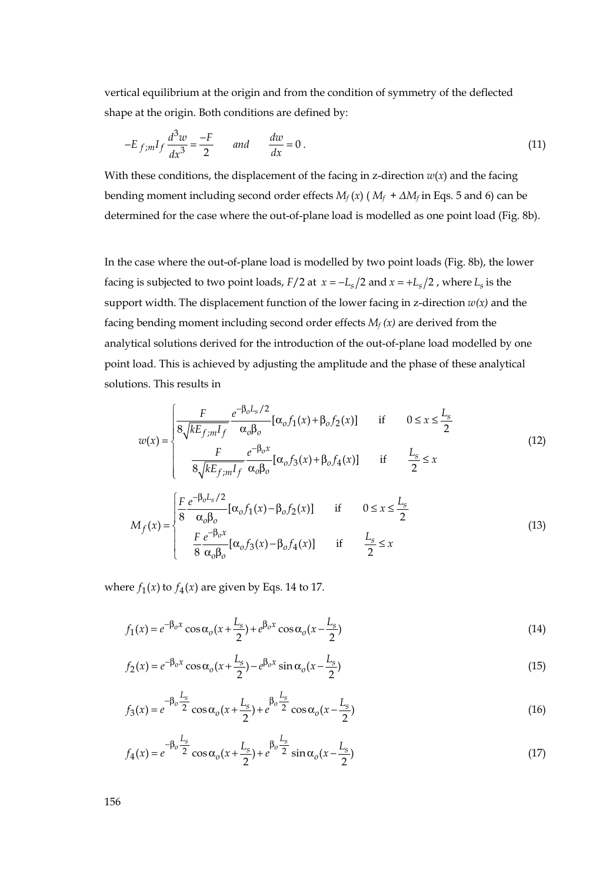vertical equilibrium at the origin and from the condition of symmetry of the deflected shape at the origin. Both conditions are defined by:

$$-E_{f;m}I_f \frac{d^3w}{dx^3} = \frac{-F}{2} \qquad and \qquad \frac{dw}{dx} = 0\,. \tag{11}$$

With these conditions, the displacement of the facing in z-direction $w(x)$ and the facing bending moment including second order effects $M_f(x)$ ( $M_f + \Delta M_f$ in Eqs. 5 and 6) can be determined for the case where the out-of-plane load is modelled as one point load (Fig. 8b).

In the case where the out-of-plane load is modelled by two point loads (Fig. 8b), the lower facing is subjected to two point loads, $F/2$ at $x = -L_s/2$ and $x = +L_s/2$ , where $L_s$ is the support width. The displacement function of the lower facing in z-direction $w(x)$ and the facing bending moment including second order effects $M_f(x)$ are derived from the analytical solutions derived for the introduction of the out-of-plane load modelled by one point load. This is achieved by adjusting the amplitude and the phase of these analytical solutions. This results in

$$w(x) = \begin{cases} \dfrac{F}{8\sqrt{kE_{f;m}I_f}} \dfrac{e^{-\beta_o L_s/2}}{\alpha_o \beta_o} [\alpha_o f_1(x) + \beta_o f_2(x)] & \text{if} \quad 0 \le x \le \dfrac{L_s}{2} \\[2ex] \dfrac{F}{8\sqrt{kE_{f;m}I_f}} \dfrac{e^{-\beta_o x}}{\alpha_o \beta_o} [\alpha_o f_3(x) + \beta_o f_4(x)] & \text{if} \quad \dfrac{L_s}{2} \le x \end{cases} \tag{12}$$

$$M_f(x) = \begin{cases} \dfrac{F}{8} \dfrac{e^{-\beta_o L_s/2}}{\alpha_o \beta_o} [\alpha_o f_1(x) - \beta_o f_2(x)] & \text{if} \quad 0 \le x \le \dfrac{L_s}{2} \\[2ex] \dfrac{F}{8} \dfrac{e^{-\beta_o x}}{\alpha_o \beta_o} [\alpha_o f_3(x) - \beta_o f_4(x)] & \text{if} \quad \dfrac{L_s}{2} \le x \end{cases} \tag{13}$$

where $f_1(x)$ to $f_4(x)$ are given by Eqs. 14 to 17.

$$f_1(x) = e^{-\beta_o x} \cos \alpha_o (x + \frac{L_s}{2}) + e^{\beta_o x} \cos \alpha_o (x - \frac{L_s}{2}) \tag{14}$$

$$f_2(x) = e^{-\beta_o x} \cos \alpha_o (x + \frac{L_s}{2}) - e^{\beta_o x} \sin \alpha_o (x - \frac{L_s}{2}) \tag{15}$$

$$f_3(x) = e^{-\beta_o \frac{L_s}{2}} \cos \alpha_o (x + \frac{L_s}{2}) + e^{\beta_o \frac{L_s}{2}} \cos \alpha_o (x - \frac{L_s}{2}) \tag{16}$$

$$f_4(x) = e^{-\beta_o \frac{L_s}{2}} \cos \alpha_o (x + \frac{L_s}{2}) + e^{\beta_o \frac{L_s}{2}} \sin \alpha_o (x - \frac{L_s}{2}) \tag{17}$$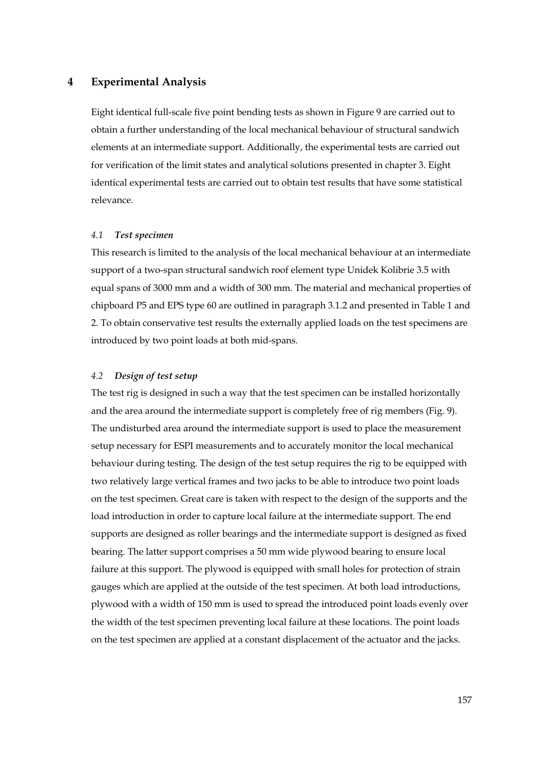# 4 Experimental Analysis

Eight identical full-scale five point bending tests as shown in Figure 9 are carried out to obtain a further understanding of the local mechanical behaviour of structural sandwich elements at an intermediate support. Additionally, the experimental tests are carried out for verification of the limit states and analytical solutions presented in chapter 3. Eight identical experimental tests are carried out to obtain test results that have some statistical relevance.

## *4.1 Test specimen*

This research is limited to the analysis of the local mechanical behaviour at an intermediate support of a two-span structural sandwich roof element type Unidek Kolibrie 3.5 with equal spans of 3000 mm and a width of 300 mm. The material and mechanical properties of chipboard P5 and EPS type 60 are outlined in paragraph 3.1.2 and presented in Table 1 and 2. To obtain conservative test results the externally applied loads on the test specimens are introduced by two point loads at both mid-spans.

## *4.2 Design of test setup*

The test rig is designed in such a way that the test specimen can be installed horizontally and the area around the intermediate support is completely free of rig members (Fig. 9). The undisturbed area around the intermediate support is used to place the measurement setup necessary for ESPI measurements and to accurately monitor the local mechanical behaviour during testing. The design of the test setup requires the rig to be equipped with two relatively large vertical frames and two jacks to be able to introduce two point loads on the test specimen. Great care is taken with respect to the design of the supports and the load introduction in order to capture local failure at the intermediate support. The end supports are designed as roller bearings and the intermediate support is designed as fixed bearing. The latter support comprises a 50 mm wide plywood bearing to ensure local failure at this support. The plywood is equipped with small holes for protection of strain gauges which are applied at the outside of the test specimen. At both load introductions, plywood with a width of 150 mm is used to spread the introduced point loads evenly over the width of the test specimen preventing local failure at these locations. The point loads on the test specimen are applied at a constant displacement of the actuator and the jacks.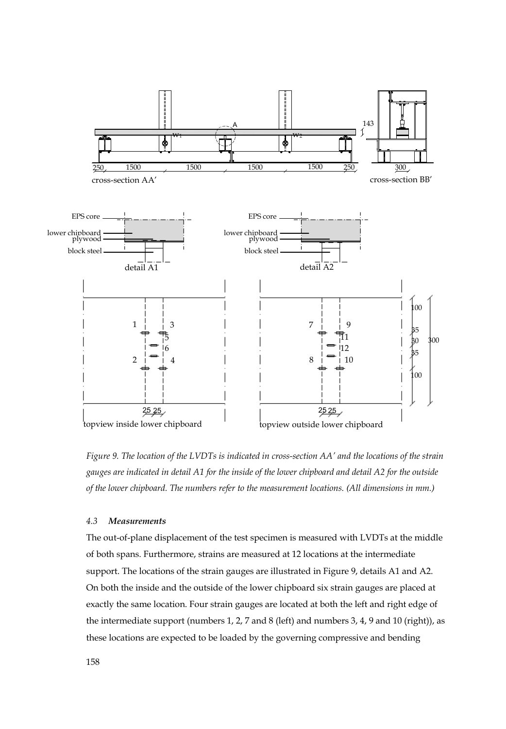Figure 9. The location of the LVDTs is indicated in cross-section AA′ and the locations of the strain gauges are indicated in detail A1 for the inside of the lower chipboard and detail A2 for the outside of the lower chipboard. The numbers refer to the measurement locations. (All dimensions in mm.)

### 4.3 Measurements

The out-of-plane displacement of the test specimen is measured with LVDTs at the middle of both spans. Furthermore, strains are measured at 12 locations at the intermediate support. The locations of the strain gauges are illustrated in Figure 9, details A1 and A2. On both the inside and the outside of the lower chipboard six strain gauges are placed at exactly the same location. Four strain gauges are located at both the left and right edge of the intermediate support (numbers 1, 2, 7 and 8 (left) and numbers 3, 4, 9 and 10 (right)), as these locations are expected to be loaded by the governing compressive and bending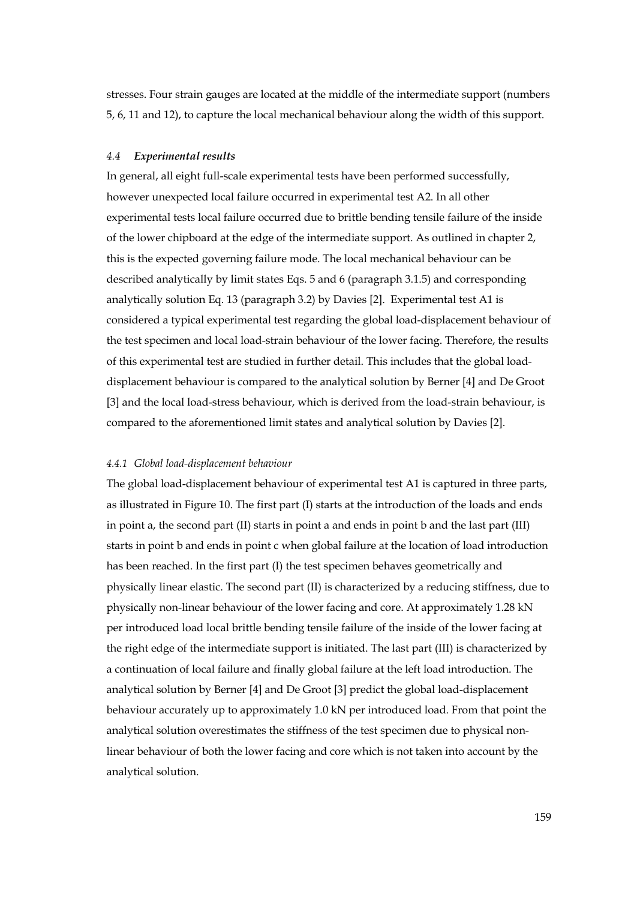stresses. Four strain gauges are located at the middle of the intermediate support (numbers 5, 6, 11 and 12), to capture the local mechanical behaviour along the width of this support.

### *4.4 Experimental results*

In general, all eight full-scale experimental tests have been performed successfully, however unexpected local failure occurred in experimental test A2. In all other experimental tests local failure occurred due to brittle bending tensile failure of the inside of the lower chipboard at the edge of the intermediate support. As outlined in chapter 2, this is the expected governing failure mode. The local mechanical behaviour can be described analytically by limit states Eqs. 5 and 6 (paragraph 3.1.5) and corresponding analytically solution Eq. 13 (paragraph 3.2) by Davies [2]. Experimental test A1 is considered a typical experimental test regarding the global load-displacement behaviour of the test specimen and local load-strain behaviour of the lower facing. Therefore, the results of this experimental test are studied in further detail. This includes that the global load-displacement behaviour is compared to the analytical solution by Berner [4] and De Groot [3] and the local load-stress behaviour, which is derived from the load-strain behaviour, is compared to the aforementioned limit states and analytical solution by Davies [2].

#### *4.4.1 Global load-displacement behaviour*

The global load-displacement behaviour of experimental test A1 is captured in three parts, as illustrated in Figure 10. The first part (I) starts at the introduction of the loads and ends in point a, the second part (II) starts in point a and ends in point b and the last part (III) starts in point b and ends in point c when global failure at the location of load introduction has been reached. In the first part (I) the test specimen behaves geometrically and physically linear elastic. The second part (II) is characterized by a reducing stiffness, due to physically non-linear behaviour of the lower facing and core. At approximately 1.28 kN per introduced load local brittle bending tensile failure of the inside of the lower facing at the right edge of the intermediate support is initiated. The last part (III) is characterized by a continuation of local failure and finally global failure at the left load introduction. The analytical solution by Berner [4] and De Groot [3] predict the global load-displacement behaviour accurately up to approximately 1.0 kN per introduced load. From that point the analytical solution overestimates the stiffness of the test specimen due to physical non-linear behaviour of both the lower facing and core which is not taken into account by the analytical solution.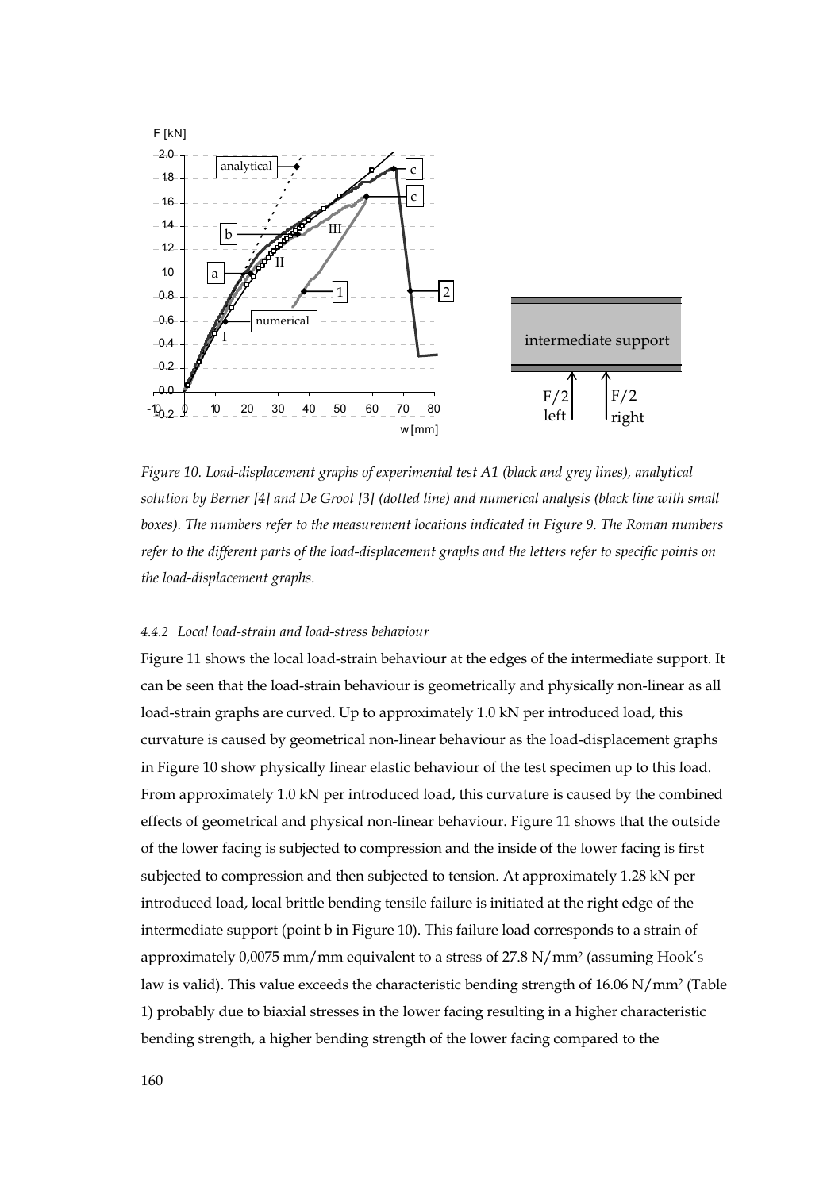*Figure 10. Load-displacement graphs of experimental test A1 (black and grey lines), analytical solution by Berner [4] and De Groot [3] (dotted line) and numerical analysis (black line with small boxes). The numbers refer to the measurement locations indicated in Figure 9. The Roman numbers refer to the different parts of the load-displacement graphs and the letters refer to specific points on the load-displacement graphs.*

#### *4.4.2 Local load-strain and load-stress behaviour*

Figure 11 shows the local load-strain behaviour at the edges of the intermediate support. It can be seen that the load-strain behaviour is geometrically and physically non-linear as all load-strain graphs are curved. Up to approximately 1.0 kN per introduced load, this curvature is caused by geometrical non-linear behaviour as the load-displacement graphs in Figure 10 show physically linear elastic behaviour of the test specimen up to this load. From approximately 1.0 kN per introduced load, this curvature is caused by the combined effects of geometrical and physical non-linear behaviour. Figure 11 shows that the outside of the lower facing is subjected to compression and the inside of the lower facing is first subjected to compression and then subjected to tension. At approximately 1.28 kN per introduced load, local brittle bending tensile failure is initiated at the right edge of the intermediate support (point b in Figure 10). This failure load corresponds to a strain of approximately 0,0075 mm/mm equivalent to a stress of 27.8 N/mm$^2$ (assuming Hook's law is valid). This value exceeds the characteristic bending strength of 16.06 N/mm$^2$ (Table 1) probably due to biaxial stresses in the lower facing resulting in a higher characteristic bending strength, a higher bending strength of the lower facing compared to the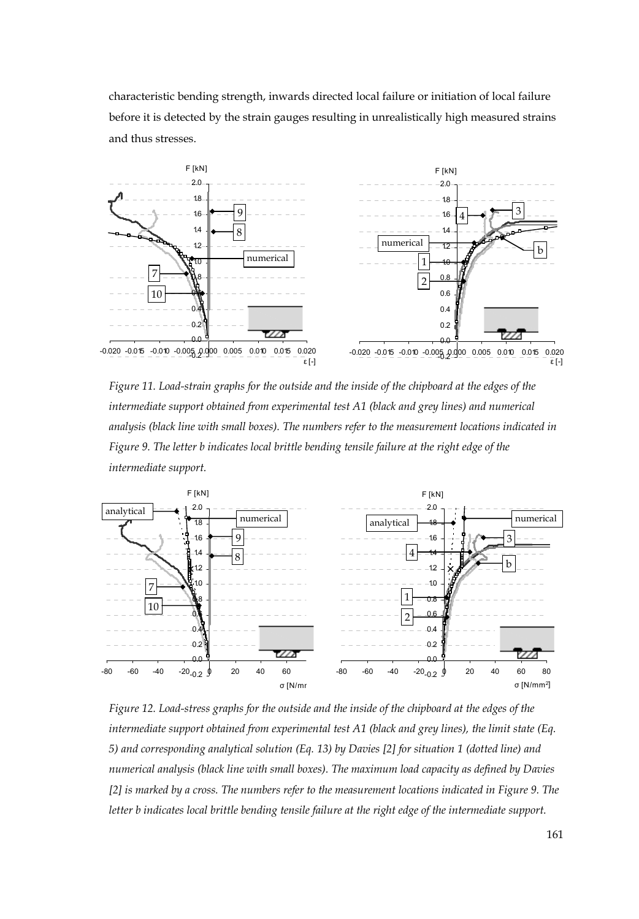characteristic bending strength, inwards directed local failure or initiation of local failure before it is detected by the strain gauges resulting in unrealistically high measured strains and thus stresses.

*Figure 11. Load-strain graphs for the outside and the inside of the chipboard at the edges of the intermediate support obtained from experimental test A1 (black and grey lines) and numerical analysis (black line with small boxes). The numbers refer to the measurement locations indicated in Figure 9. The letter b indicates local brittle bending tensile failure at the right edge of the intermediate support.*

*Figure 12. Load-stress graphs for the outside and the inside of the chipboard at the edges of the intermediate support obtained from experimental test A1 (black and grey lines), the limit state (Eq. 5) and corresponding analytical solution (Eq. 13) by Davies [2] for situation 1 (dotted line) and numerical analysis (black line with small boxes). The maximum load capacity as defined by Davies [2] is marked by a cross. The numbers refer to the measurement locations indicated in Figure 9. The letter b indicates local brittle bending tensile failure at the right edge of the intermediate support.*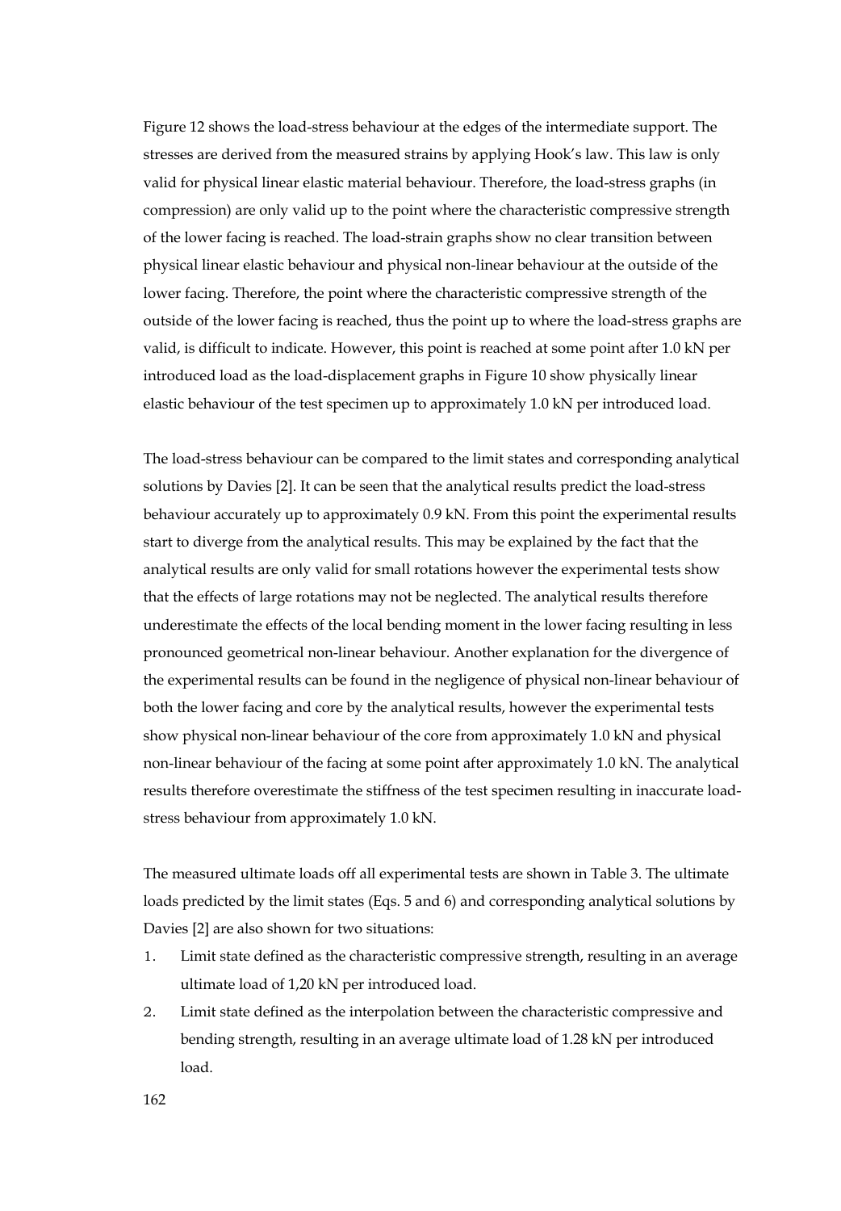Figure 12 shows the load-stress behaviour at the edges of the intermediate support. The stresses are derived from the measured strains by applying Hook's law. This law is only valid for physical linear elastic material behaviour. Therefore, the load-stress graphs (in compression) are only valid up to the point where the characteristic compressive strength of the lower facing is reached. The load-strain graphs show no clear transition between physical linear elastic behaviour and physical non-linear behaviour at the outside of the lower facing. Therefore, the point where the characteristic compressive strength of the outside of the lower facing is reached, thus the point up to where the load-stress graphs are valid, is difficult to indicate. However, this point is reached at some point after 1.0 kN per introduced load as the load-displacement graphs in Figure 10 show physically linear elastic behaviour of the test specimen up to approximately 1.0 kN per introduced load.

The load-stress behaviour can be compared to the limit states and corresponding analytical solutions by Davies [2]. It can be seen that the analytical results predict the load-stress behaviour accurately up to approximately 0.9 kN. From this point the experimental results start to diverge from the analytical results. This may be explained by the fact that the analytical results are only valid for small rotations however the experimental tests show that the effects of large rotations may not be neglected. The analytical results therefore underestimate the effects of the local bending moment in the lower facing resulting in less pronounced geometrical non-linear behaviour. Another explanation for the divergence of the experimental results can be found in the negligence of physical non-linear behaviour of both the lower facing and core by the analytical results, however the experimental tests show physical non-linear behaviour of the core from approximately 1.0 kN and physical non-linear behaviour of the facing at some point after approximately 1.0 kN. The analytical results therefore overestimate the stiffness of the test specimen resulting in inaccurate load-stress behaviour from approximately 1.0 kN.

The measured ultimate loads off all experimental tests are shown in Table 3. The ultimate loads predicted by the limit states (Eqs. 5 and 6) and corresponding analytical solutions by Davies [2] are also shown for two situations:

1. Limit state defined as the characteristic compressive strength, resulting in an average ultimate load of 1,20 kN per introduced load.
2. Limit state defined as the interpolation between the characteristic compressive and bending strength, resulting in an average ultimate load of 1.28 kN per introduced load.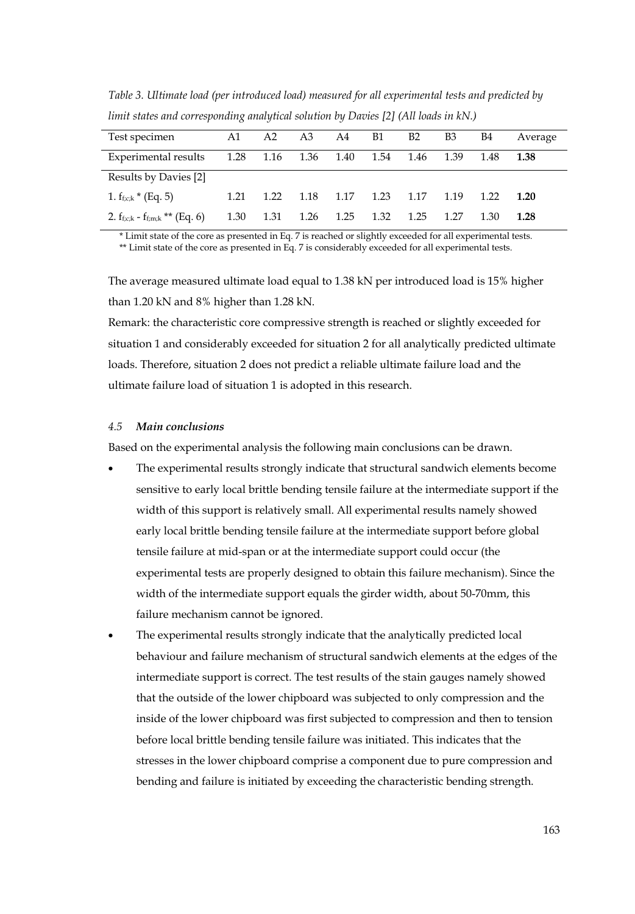*Table 3. Ultimate load (per introduced load) measured for all experimental tests and predicted by limit states and corresponding analytical solution by Davies [2] (All loads in kN.)*

| Test specimen | A1 | A2 | A3 | A4 | B1 | B2 | B3 | B4 | Average |
|---|---|---|---|---|---|---|---|---|---|
| Experimental results | 1.28 | 1.16 | 1.36 | 1.40 | 1.54 | 1.46 | 1.39 | 1.48 | **1.38** |
| Results by Davies [2] | | | | | | | | | |
| 1. $f_{f;c;k}$ * (Eq. 5) | 1.21 | 1.22 | 1.18 | 1.17 | 1.23 | 1.17 | 1.19 | 1.22 | **1.20** |
| 2. $f_{f;c;k}$ - $f_{f;m;k}$ ** (Eq. 6) | 1.30 | 1.31 | 1.26 | 1.25 | 1.32 | 1.25 | 1.27 | 1.30 | **1.28** |

\* Limit state of the core as presented in Eq. 7 is reached or slightly exceeded for all experimental tests.
\*\* Limit state of the core as presented in Eq. 7 is considerably exceeded for all experimental tests.

The average measured ultimate load equal to 1.38 kN per introduced load is 15% higher than 1.20 kN and 8% higher than 1.28 kN.

Remark: the characteristic core compressive strength is reached or slightly exceeded for situation 1 and considerably exceeded for situation 2 for all analytically predicted ultimate loads. Therefore, situation 2 does not predict a reliable ultimate failure load and the ultimate failure load of situation 1 is adopted in this research.

### *4.5 Main conclusions*

Based on the experimental analysis the following main conclusions can be drawn.

- The experimental results strongly indicate that structural sandwich elements become sensitive to early local brittle bending tensile failure at the intermediate support if the width of this support is relatively small. All experimental results namely showed early local brittle bending tensile failure at the intermediate support before global tensile failure at mid-span or at the intermediate support could occur (the experimental tests are properly designed to obtain this failure mechanism). Since the width of the intermediate support equals the girder width, about 50-70mm, this failure mechanism cannot be ignored.
- The experimental results strongly indicate that the analytically predicted local behaviour and failure mechanism of structural sandwich elements at the edges of the intermediate support is correct. The test results of the stain gauges namely showed that the outside of the lower chipboard was subjected to only compression and the inside of the lower chipboard was first subjected to compression and then to tension before local brittle bending tensile failure was initiated. This indicates that the stresses in the lower chipboard comprise a component due to pure compression and bending and failure is initiated by exceeding the characteristic bending strength.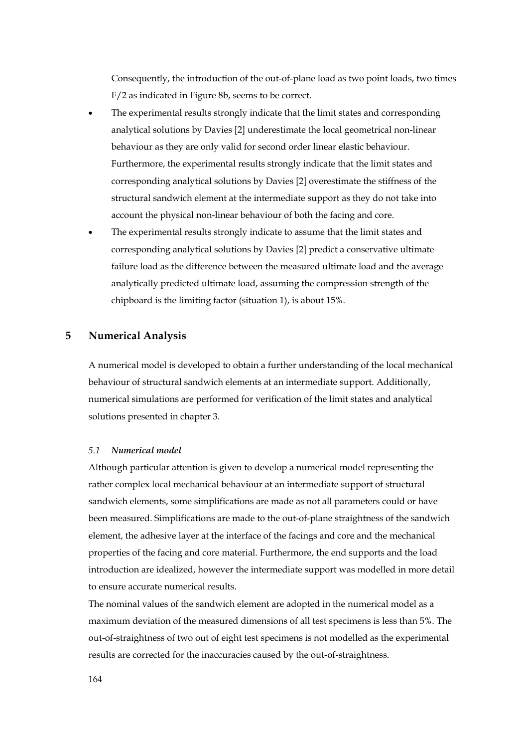Consequently, the introduction of the out-of-plane load as two point loads, two times F/2 as indicated in Figure 8b, seems to be correct.

- The experimental results strongly indicate that the limit states and corresponding analytical solutions by Davies [2] underestimate the local geometrical non-linear behaviour as they are only valid for second order linear elastic behaviour. Furthermore, the experimental results strongly indicate that the limit states and corresponding analytical solutions by Davies [2] overestimate the stiffness of the structural sandwich element at the intermediate support as they do not take into account the physical non-linear behaviour of both the facing and core.
- The experimental results strongly indicate to assume that the limit states and corresponding analytical solutions by Davies [2] predict a conservative ultimate failure load as the difference between the measured ultimate load and the average analytically predicted ultimate load, assuming the compression strength of the chipboard is the limiting factor (situation 1), is about 15%.

## 5 Numerical Analysis

A numerical model is developed to obtain a further understanding of the local mechanical behaviour of structural sandwich elements at an intermediate support. Additionally, numerical simulations are performed for verification of the limit states and analytical solutions presented in chapter 3.

### *5.1 Numerical model*

Although particular attention is given to develop a numerical model representing the rather complex local mechanical behaviour at an intermediate support of structural sandwich elements, some simplifications are made as not all parameters could or have been measured. Simplifications are made to the out-of-plane straightness of the sandwich element, the adhesive layer at the interface of the facings and core and the mechanical properties of the facing and core material. Furthermore, the end supports and the load introduction are idealized, however the intermediate support was modelled in more detail to ensure accurate numerical results.

The nominal values of the sandwich element are adopted in the numerical model as a maximum deviation of the measured dimensions of all test specimens is less than 5%. The out-of-straightness of two out of eight test specimens is not modelled as the experimental results are corrected for the inaccuracies caused by the out-of-straightness.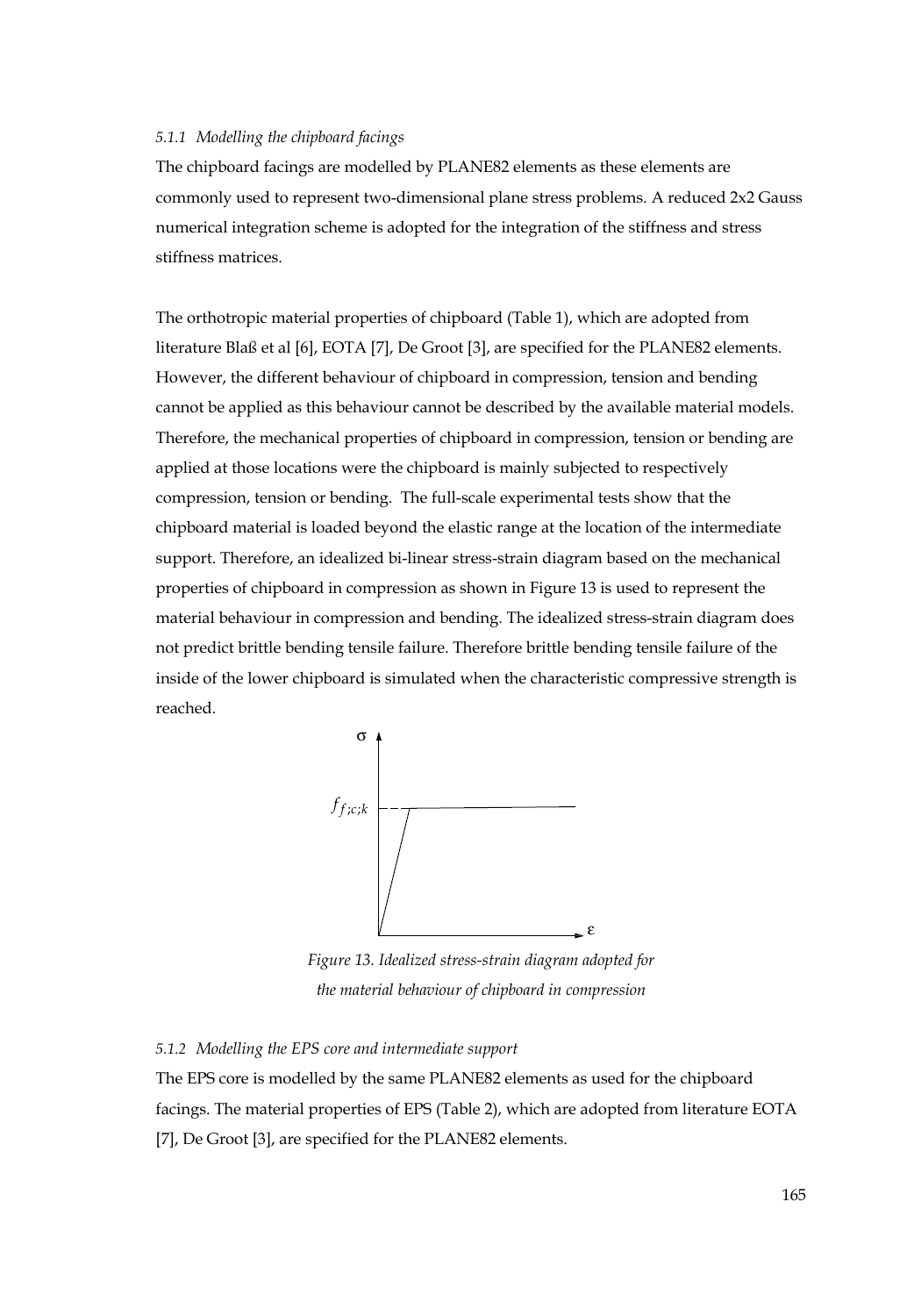### *5.1.1 Modelling the chipboard facings*

The chipboard facings are modelled by PLANE82 elements as these elements are commonly used to represent two-dimensional plane stress problems. A reduced 2x2 Gauss numerical integration scheme is adopted for the integration of the stiffness and stress stiffness matrices.

The orthotropic material properties of chipboard (Table 1), which are adopted from literature Blaß et al [6], EOTA [7], De Groot [3], are specified for the PLANE82 elements. However, the different behaviour of chipboard in compression, tension and bending cannot be applied as this behaviour cannot be described by the available material models. Therefore, the mechanical properties of chipboard in compression, tension or bending are applied at those locations were the chipboard is mainly subjected to respectively compression, tension or bending. The full-scale experimental tests show that the chipboard material is loaded beyond the elastic range at the location of the intermediate support. Therefore, an idealized bi-linear stress-strain diagram based on the mechanical properties of chipboard in compression as shown in Figure 13 is used to represent the material behaviour in compression and bending. The idealized stress-strain diagram does not predict brittle bending tensile failure. Therefore brittle bending tensile failure of the inside of the lower chipboard is simulated when the characteristic compressive strength is reached.

*Figure 13. Idealized stress-strain diagram adopted for the material behaviour of chipboard in compression*

### *5.1.2 Modelling the EPS core and intermediate support*

The EPS core is modelled by the same PLANE82 elements as used for the chipboard facings. The material properties of EPS (Table 2), which are adopted from literature EOTA [7], De Groot [3], are specified for the PLANE82 elements.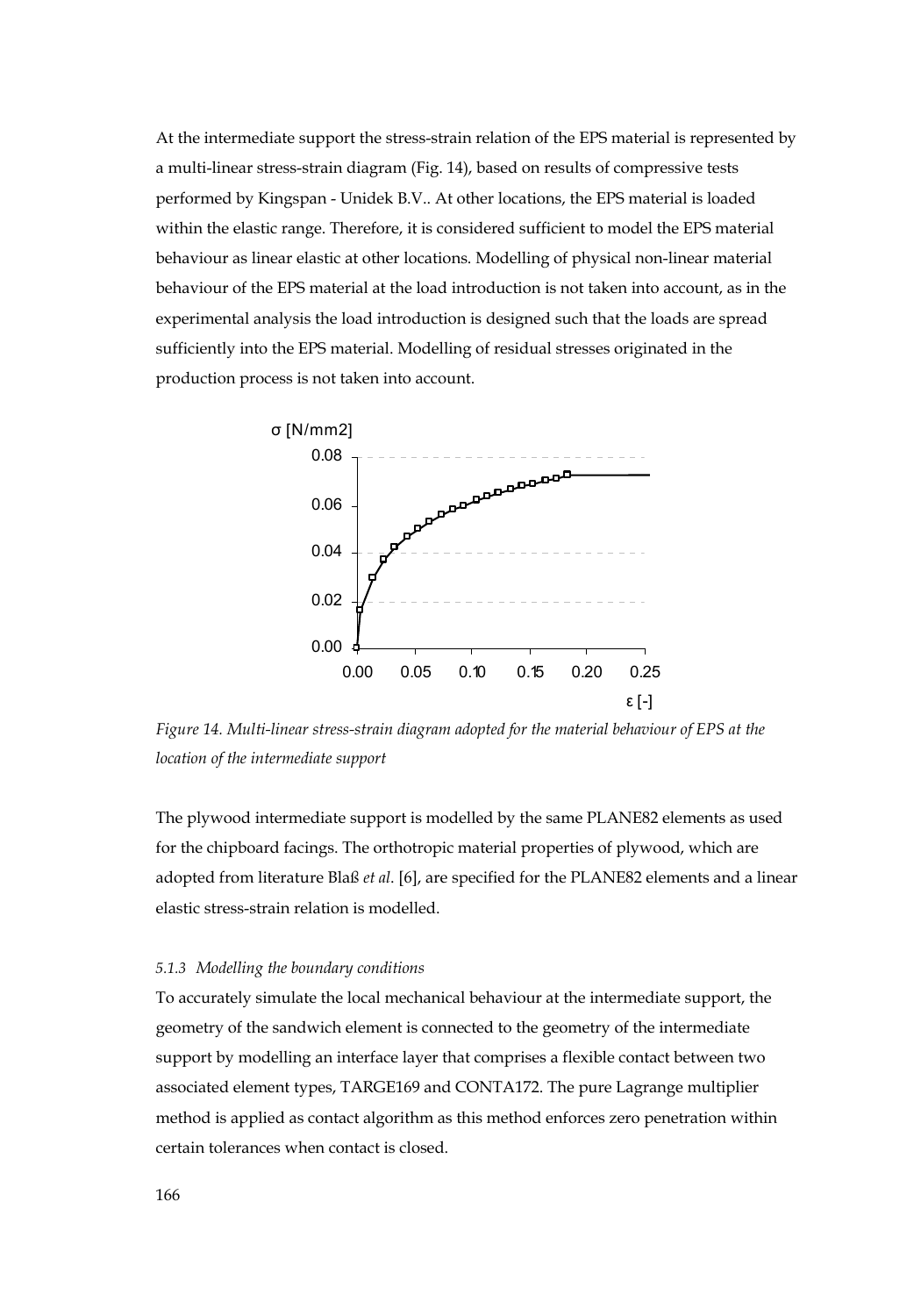At the intermediate support the stress-strain relation of the EPS material is represented by a multi-linear stress-strain diagram (Fig. 14), based on results of compressive tests performed by Kingspan - Unidek B.V.. At other locations, the EPS material is loaded within the elastic range. Therefore, it is considered sufficient to model the EPS material behaviour as linear elastic at other locations. Modelling of physical non-linear material behaviour of the EPS material at the load introduction is not taken into account, as in the experimental analysis the load introduction is designed such that the loads are spread sufficiently into the EPS material. Modelling of residual stresses originated in the production process is not taken into account.

*Figure 14. Multi-linear stress-strain diagram adopted for the material behaviour of EPS at the location of the intermediate support*

The plywood intermediate support is modelled by the same PLANE82 elements as used for the chipboard facings. The orthotropic material properties of plywood, which are adopted from literature Blaß *et al*. [6], are specified for the PLANE82 elements and a linear elastic stress-strain relation is modelled.

#### *5.1.3 Modelling the boundary conditions*

To accurately simulate the local mechanical behaviour at the intermediate support, the geometry of the sandwich element is connected to the geometry of the intermediate support by modelling an interface layer that comprises a flexible contact between two associated element types, TARGE169 and CONTA172. The pure Lagrange multiplier method is applied as contact algorithm as this method enforces zero penetration within certain tolerances when contact is closed.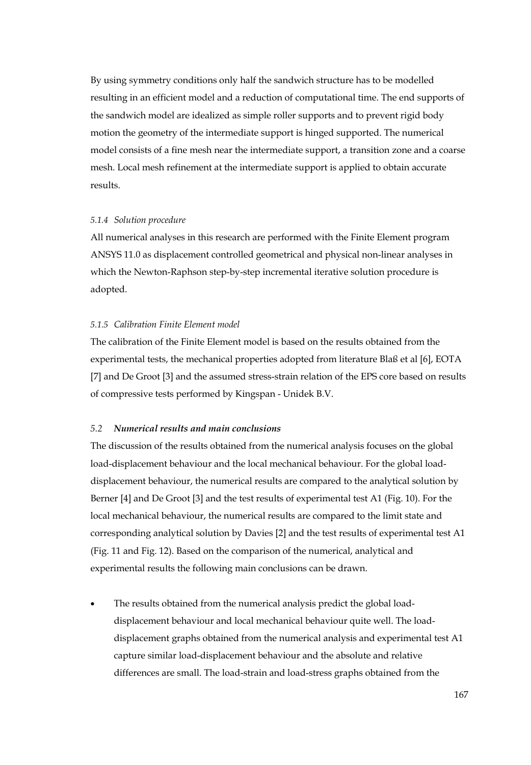By using symmetry conditions only half the sandwich structure has to be modelled resulting in an efficient model and a reduction of computational time. The end supports of the sandwich model are idealized as simple roller supports and to prevent rigid body motion the geometry of the intermediate support is hinged supported. The numerical model consists of a fine mesh near the intermediate support, a transition zone and a coarse mesh. Local mesh refinement at the intermediate support is applied to obtain accurate results.

#### *5.1.4 Solution procedure*

All numerical analyses in this research are performed with the Finite Element program ANSYS 11.0 as displacement controlled geometrical and physical non-linear analyses in which the Newton-Raphson step-by-step incremental iterative solution procedure is adopted.

#### *5.1.5 Calibration Finite Element model*

The calibration of the Finite Element model is based on the results obtained from the experimental tests, the mechanical properties adopted from literature Blaß et al [6], EOTA [7] and De Groot [3] and the assumed stress-strain relation of the EPS core based on results of compressive tests performed by Kingspan - Unidek B.V.

### *5.2 **Numerical results and main conclusions***

The discussion of the results obtained from the numerical analysis focuses on the global load-displacement behaviour and the local mechanical behaviour. For the global load-displacement behaviour, the numerical results are compared to the analytical solution by Berner [4] and De Groot [3] and the test results of experimental test A1 (Fig. 10). For the local mechanical behaviour, the numerical results are compared to the limit state and corresponding analytical solution by Davies [2] and the test results of experimental test A1 (Fig. 11 and Fig. 12). Based on the comparison of the numerical, analytical and experimental results the following main conclusions can be drawn.

- The results obtained from the numerical analysis predict the global load-displacement behaviour and local mechanical behaviour quite well. The load-displacement graphs obtained from the numerical analysis and experimental test A1 capture similar load-displacement behaviour and the absolute and relative differences are small. The load-strain and load-stress graphs obtained from the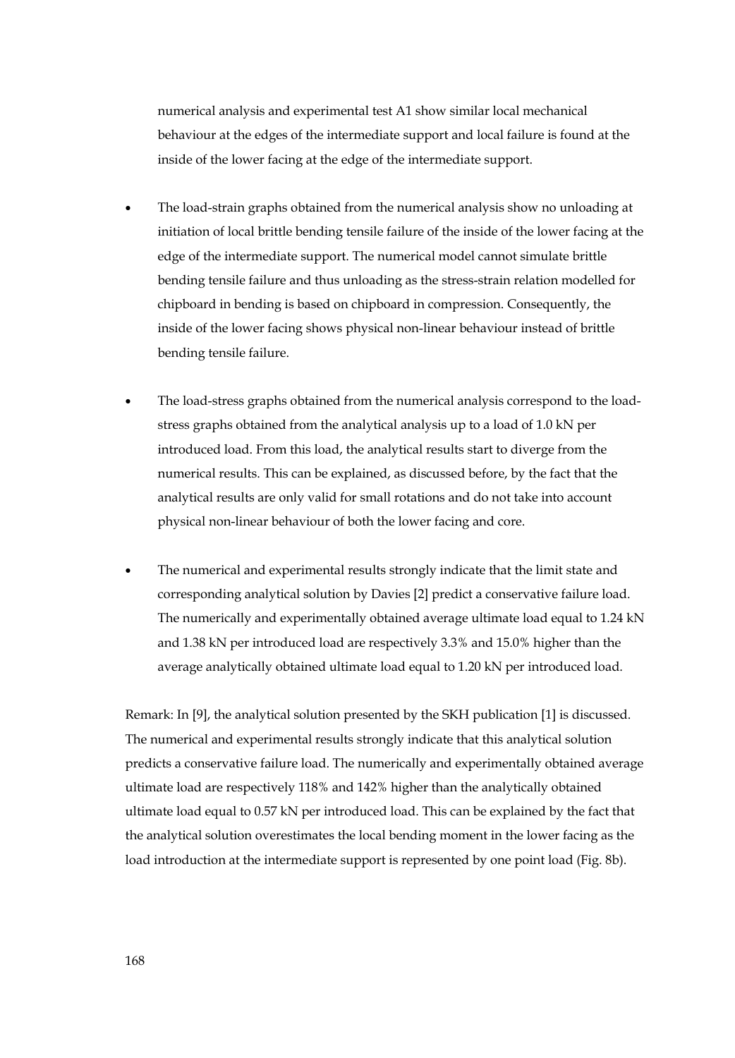numerical analysis and experimental test A1 show similar local mechanical behaviour at the edges of the intermediate support and local failure is found at the inside of the lower facing at the edge of the intermediate support.

- The load-strain graphs obtained from the numerical analysis show no unloading at initiation of local brittle bending tensile failure of the inside of the lower facing at the edge of the intermediate support. The numerical model cannot simulate brittle bending tensile failure and thus unloading as the stress-strain relation modelled for chipboard in bending is based on chipboard in compression. Consequently, the inside of the lower facing shows physical non-linear behaviour instead of brittle bending tensile failure.

- The load-stress graphs obtained from the numerical analysis correspond to the load-stress graphs obtained from the analytical analysis up to a load of 1.0 kN per introduced load. From this load, the analytical results start to diverge from the numerical results. This can be explained, as discussed before, by the fact that the analytical results are only valid for small rotations and do not take into account physical non-linear behaviour of both the lower facing and core.

- The numerical and experimental results strongly indicate that the limit state and corresponding analytical solution by Davies [2] predict a conservative failure load. The numerically and experimentally obtained average ultimate load equal to 1.24 kN and 1.38 kN per introduced load are respectively 3.3% and 15.0% higher than the average analytically obtained ultimate load equal to 1.20 kN per introduced load.

Remark: In [9], the analytical solution presented by the SKH publication [1] is discussed. The numerical and experimental results strongly indicate that this analytical solution predicts a conservative failure load. The numerically and experimentally obtained average ultimate load are respectively 118% and 142% higher than the analytically obtained ultimate load equal to 0.57 kN per introduced load. This can be explained by the fact that the analytical solution overestimates the local bending moment in the lower facing as the load introduction at the intermediate support is represented by one point load (Fig. 8b).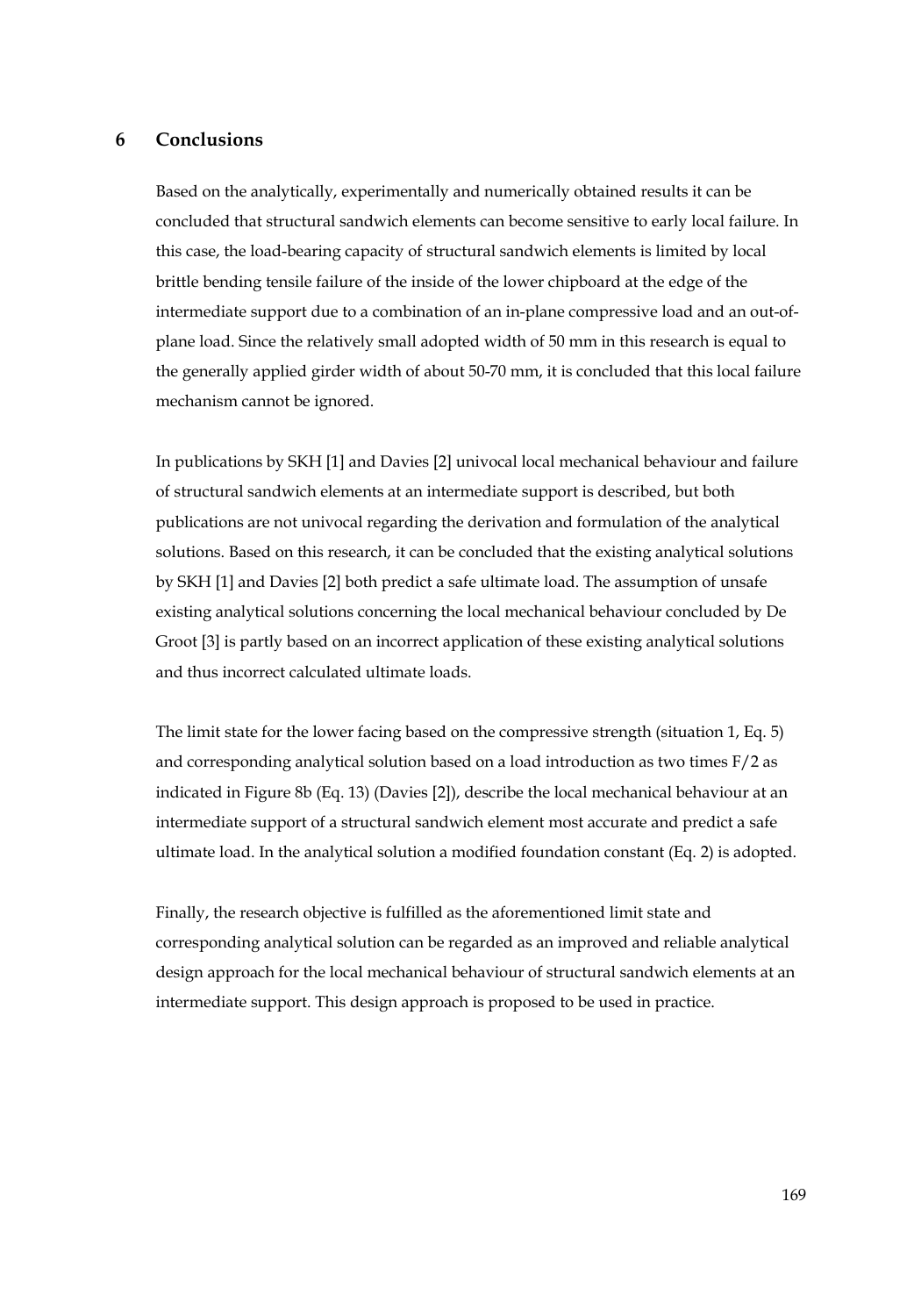## 6 Conclusions

Based on the analytically, experimentally and numerically obtained results it can be concluded that structural sandwich elements can become sensitive to early local failure. In this case, the load-bearing capacity of structural sandwich elements is limited by local brittle bending tensile failure of the inside of the lower chipboard at the edge of the intermediate support due to a combination of an in-plane compressive load and an out-of-plane load. Since the relatively small adopted width of 50 mm in this research is equal to the generally applied girder width of about 50-70 mm, it is concluded that this local failure mechanism cannot be ignored.

In publications by SKH [1] and Davies [2] univocal local mechanical behaviour and failure of structural sandwich elements at an intermediate support is described, but both publications are not univocal regarding the derivation and formulation of the analytical solutions. Based on this research, it can be concluded that the existing analytical solutions by SKH [1] and Davies [2] both predict a safe ultimate load. The assumption of unsafe existing analytical solutions concerning the local mechanical behaviour concluded by De Groot [3] is partly based on an incorrect application of these existing analytical solutions and thus incorrect calculated ultimate loads.

The limit state for the lower facing based on the compressive strength (situation 1, Eq. 5) and corresponding analytical solution based on a load introduction as two times $F/2$ as indicated in Figure 8b (Eq. 13) (Davies [2]), describe the local mechanical behaviour at an intermediate support of a structural sandwich element most accurate and predict a safe ultimate load. In the analytical solution a modified foundation constant (Eq. 2) is adopted.

Finally, the research objective is fulfilled as the aforementioned limit state and corresponding analytical solution can be regarded as an improved and reliable analytical design approach for the local mechanical behaviour of structural sandwich elements at an intermediate support. This design approach is proposed to be used in practice.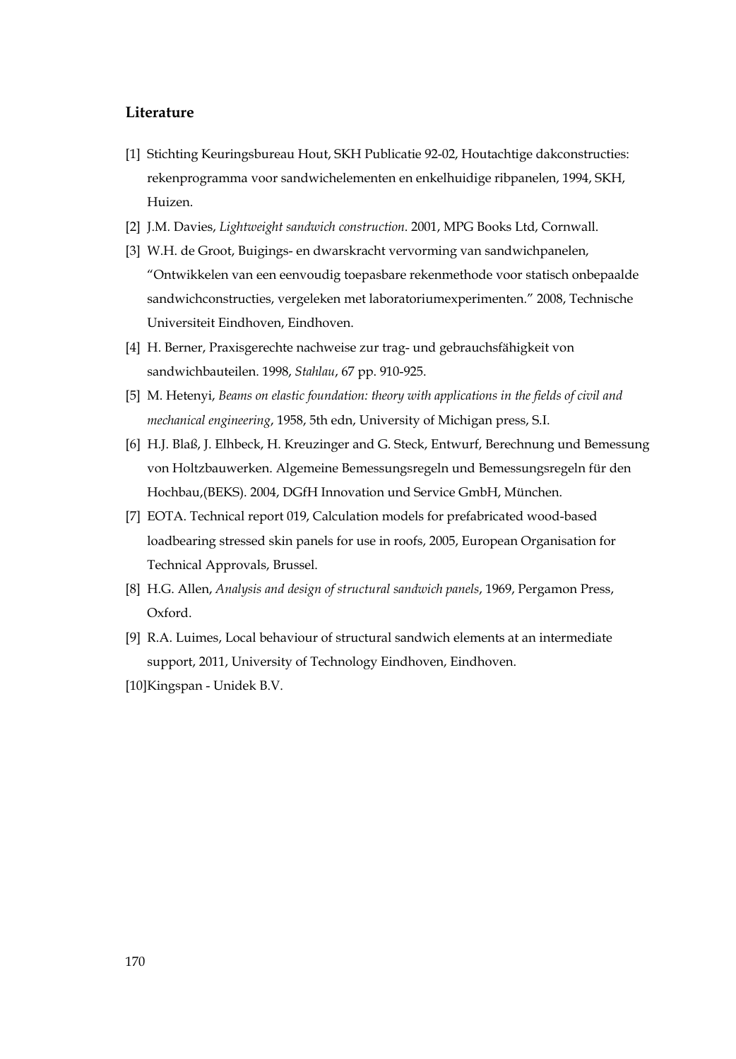## Literature

[1] Stichting Keuringsbureau Hout, SKH Publicatie 92-02, Houtachtige dakconstructies: rekenprogramma voor sandwichelementen en enkelhuidige ribpanelen, 1994, SKH, Huizen.

[2] J.M. Davies, *Lightweight sandwich construction*. 2001, MPG Books Ltd, Cornwall.

[3] W.H. de Groot, Buigings- en dwarskracht vervorming van sandwichpanelen, "Ontwikkelen van een eenvoudig toepasbare rekenmethode voor statisch onbepaalde sandwichconstructies, vergeleken met laboratoriumexperimenten." 2008, Technische Universiteit Eindhoven, Eindhoven.

[4] H. Berner, Praxisgerechte nachweise zur trag- und gebrauchsfähigkeit von sandwichbauteilen. 1998, *Stahlau*, 67 pp. 910-925.

[5] M. Hetenyi, *Beams on elastic foundation: theory with applications in the fields of civil and mechanical engineering*, 1958, 5th edn, University of Michigan press, S.I.

[6] H.J. Blaß, J. Elhbeck, H. Kreuzinger and G. Steck, Entwurf, Berechnung und Bemessung von Holtzbauwerken. Algemeine Bemessungsregeln und Bemessungsregeln für den Hochbau,(BEKS). 2004, DGfH Innovation und Service GmbH, München.

[7] EOTA. Technical report 019, Calculation models for prefabricated wood-based loadbearing stressed skin panels for use in roofs, 2005, European Organisation for Technical Approvals, Brussel.

[8] H.G. Allen, *Analysis and design of structural sandwich panels*, 1969, Pergamon Press, Oxford.

[9] R.A. Luimes, Local behaviour of structural sandwich elements at an intermediate support, 2011, University of Technology Eindhoven, Eindhoven.

[10]Kingspan - Unidek B.V.